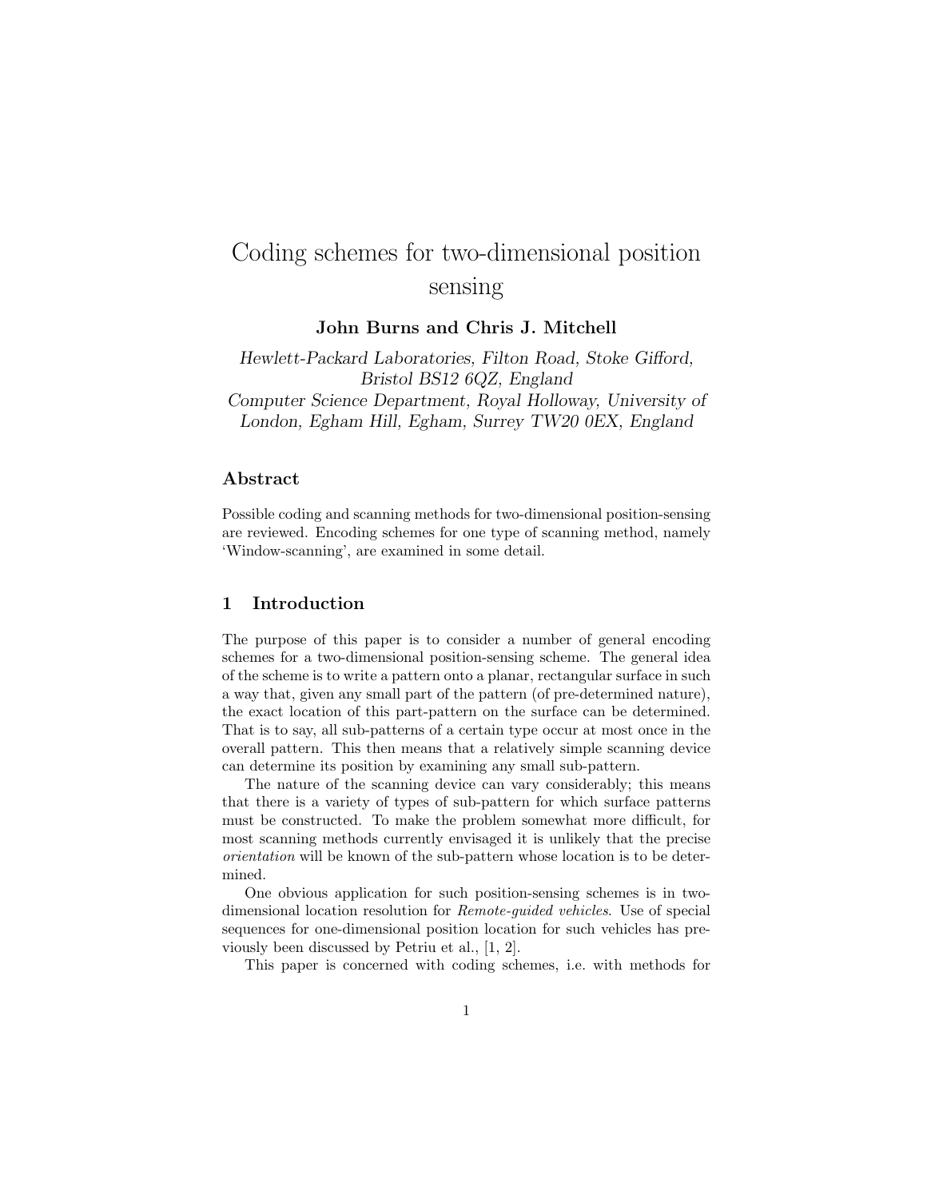# Coding schemes for two-dimensional position sensing

**John Burns and Chris J. Mitchell**

*Hewlett-Packard Laboratories, Filton Road, Stoke Gifford, Bristol BS12 6QZ, England*
*Computer Science Department, Royal Holloway, University of London, Egham Hill, Egham, Surrey TW20 0EX, England*

### Abstract

Possible coding and scanning methods for two-dimensional position-sensing are reviewed. Encoding schemes for one type of scanning method, namely 'Window-scanning', are examined in some detail.

## 1 Introduction

The purpose of this paper is to consider a number of general encoding schemes for a two-dimensional position-sensing scheme. The general idea of the scheme is to write a pattern onto a planar, rectangular surface in such a way that, given any small part of the pattern (of pre-determined nature), the exact location of this part-pattern on the surface can be determined. That is to say, all sub-patterns of a certain type occur at most once in the overall pattern. This then means that a relatively simple scanning device can determine its position by examining any small sub-pattern.

The nature of the scanning device can vary considerably; this means that there is a variety of types of sub-pattern for which surface patterns must be constructed. To make the problem somewhat more difficult, for most scanning methods currently envisaged it is unlikely that the precise *orientation* will be known of the sub-pattern whose location is to be determined.

One obvious application for such position-sensing schemes is in two-dimensional location resolution for *Remote-guided vehicles*. Use of special sequences for one-dimensional position location for such vehicles has previously been discussed by Petriu et al., [1, 2].

This paper is concerned with coding schemes, i.e. with methods for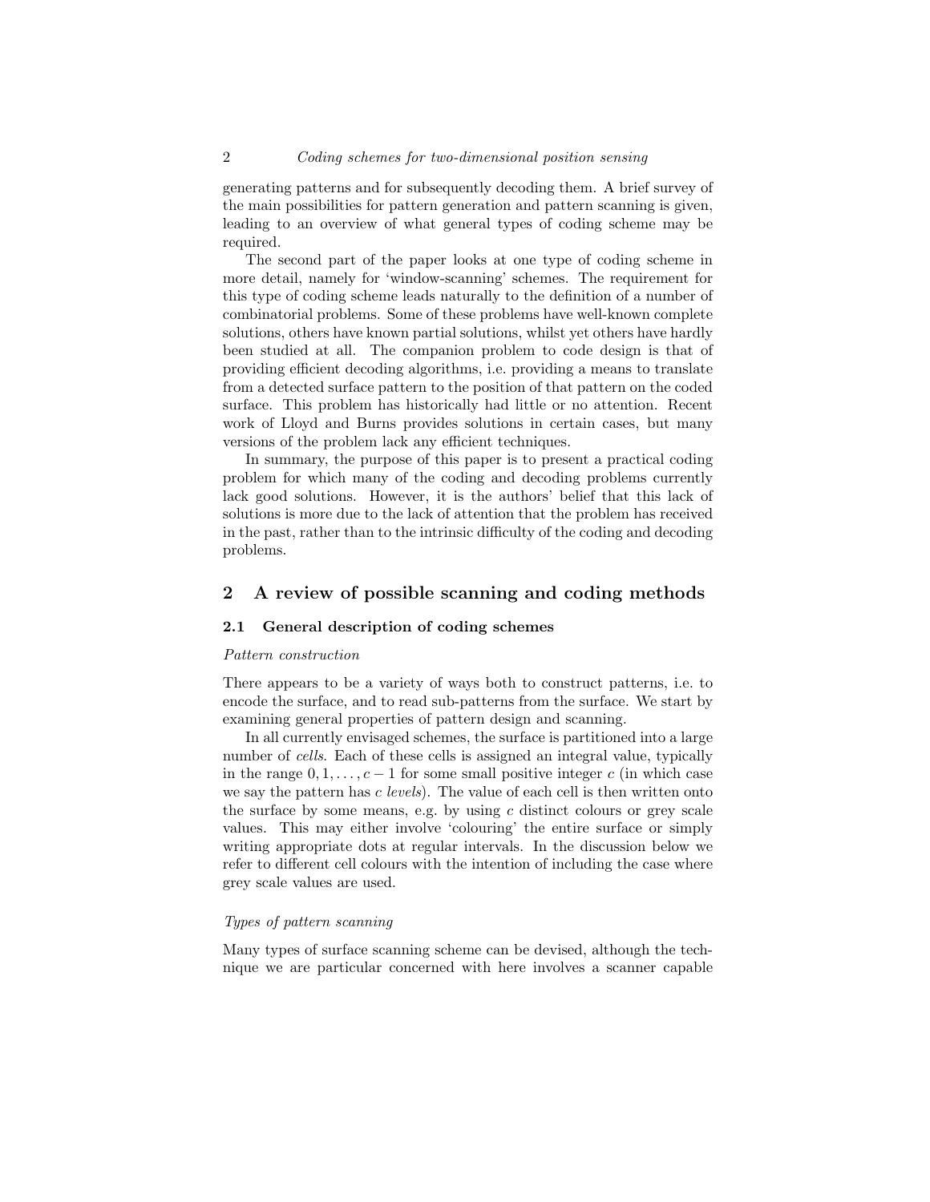generating patterns and for subsequently decoding them. A brief survey of the main possibilities for pattern generation and pattern scanning is given, leading to an overview of what general types of coding scheme may be required.

The second part of the paper looks at one type of coding scheme in more detail, namely for 'window-scanning' schemes. The requirement for this type of coding scheme leads naturally to the definition of a number of combinatorial problems. Some of these problems have well-known complete solutions, others have known partial solutions, whilst yet others have hardly been studied at all. The companion problem to code design is that of providing efficient decoding algorithms, i.e. providing a means to translate from a detected surface pattern to the position of that pattern on the coded surface. This problem has historically had little or no attention. Recent work of Lloyd and Burns provides solutions in certain cases, but many versions of the problem lack any efficient techniques.

In summary, the purpose of this paper is to present a practical coding problem for which many of the coding and decoding problems currently lack good solutions. However, it is the authors' belief that this lack of solutions is more due to the lack of attention that the problem has received in the past, rather than to the intrinsic difficulty of the coding and decoding problems.

## 2 A review of possible scanning and coding methods

### 2.1 General description of coding schemes

*Pattern construction*

There appears to be a variety of ways both to construct patterns, i.e. to encode the surface, and to read sub-patterns from the surface. We start by examining general properties of pattern design and scanning.

In all currently envisaged schemes, the surface is partitioned into a large number of *cells*. Each of these cells is assigned an integral value, typically in the range $0, 1, \ldots, c-1$ for some small positive integer $c$ (in which case we say the pattern has $c$ *levels*). The value of each cell is then written onto the surface by some means, e.g. by using $c$ distinct colours or grey scale values. This may either involve 'colouring' the entire surface or simply writing appropriate dots at regular intervals. In the discussion below we refer to different cell colours with the intention of including the case where grey scale values are used.

*Types of pattern scanning*

Many types of surface scanning scheme can be devised, although the technique we are particular concerned with here involves a scanner capable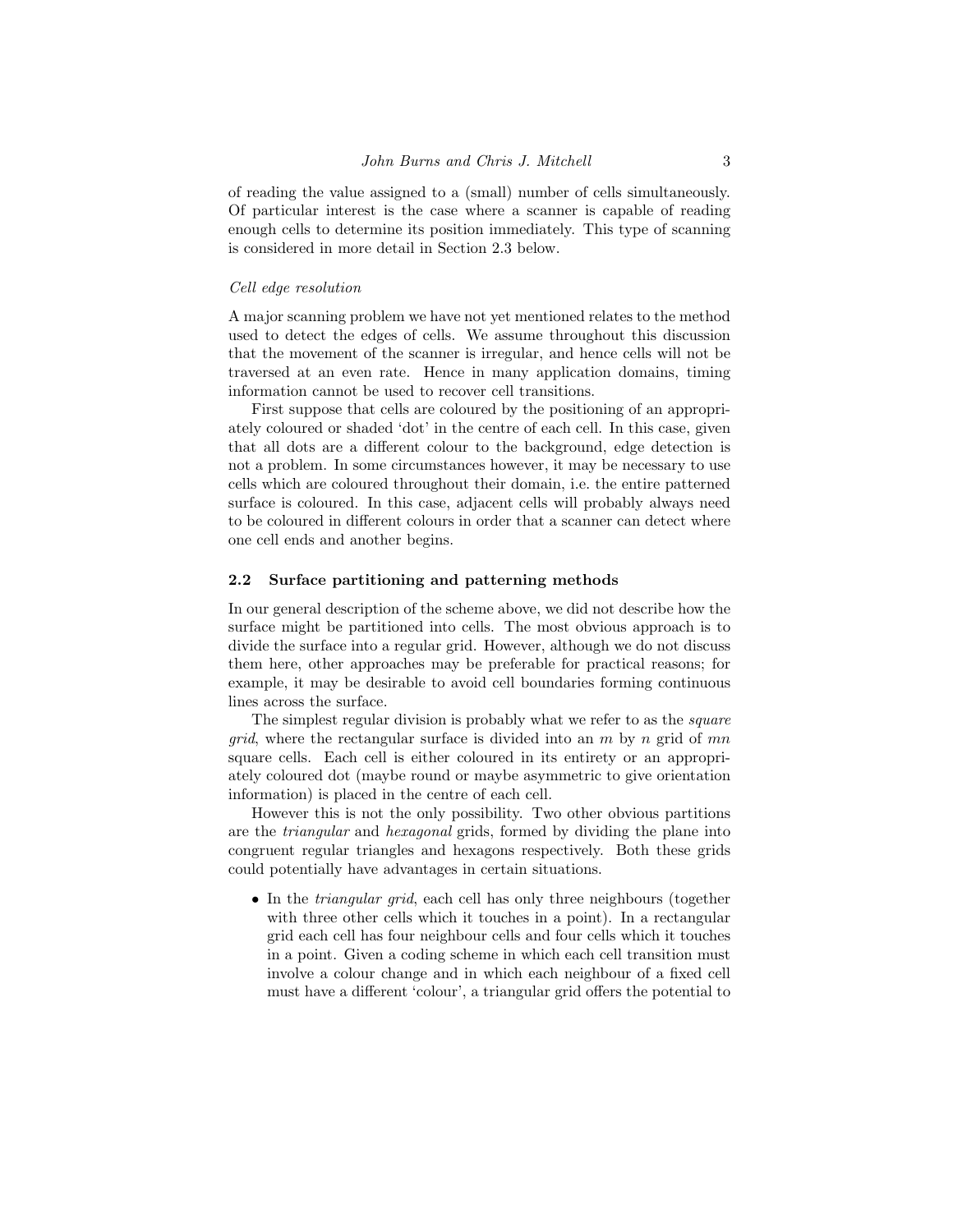of reading the value assigned to a (small) number of cells simultaneously. Of particular interest is the case where a scanner is capable of reading enough cells to determine its position immediately. This type of scanning is considered in more detail in Section 2.3 below.

*Cell edge resolution*

A major scanning problem we have not yet mentioned relates to the method used to detect the edges of cells. We assume throughout this discussion that the movement of the scanner is irregular, and hence cells will not be traversed at an even rate. Hence in many application domains, timing information cannot be used to recover cell transitions.

First suppose that cells are coloured by the positioning of an appropriately coloured or shaded 'dot' in the centre of each cell. In this case, given that all dots are a different colour to the background, edge detection is not a problem. In some circumstances however, it may be necessary to use cells which are coloured throughout their domain, i.e. the entire patterned surface is coloured. In this case, adjacent cells will probably always need to be coloured in different colours in order that a scanner can detect where one cell ends and another begins.

### 2.2 Surface partitioning and patterning methods

In our general description of the scheme above, we did not describe how the surface might be partitioned into cells. The most obvious approach is to divide the surface into a regular grid. However, although we do not discuss them here, other approaches may be preferable for practical reasons; for example, it may be desirable to avoid cell boundaries forming continuous lines across the surface.

The simplest regular division is probably what we refer to as the *square grid*, where the rectangular surface is divided into an $m$ by $n$ grid of $mn$ square cells. Each cell is either coloured in its entirety or an appropriately coloured dot (maybe round or maybe asymmetric to give orientation information) is placed in the centre of each cell.

However this is not the only possibility. Two other obvious partitions are the *triangular* and *hexagonal* grids, formed by dividing the plane into congruent regular triangles and hexagons respectively. Both these grids could potentially have advantages in certain situations.

- In the *triangular grid*, each cell has only three neighbours (together with three other cells which it touches in a point). In a rectangular grid each cell has four neighbour cells and four cells which it touches in a point. Given a coding scheme in which each cell transition must involve a colour change and in which each neighbour of a fixed cell must have a different 'colour', a triangular grid offers the potential to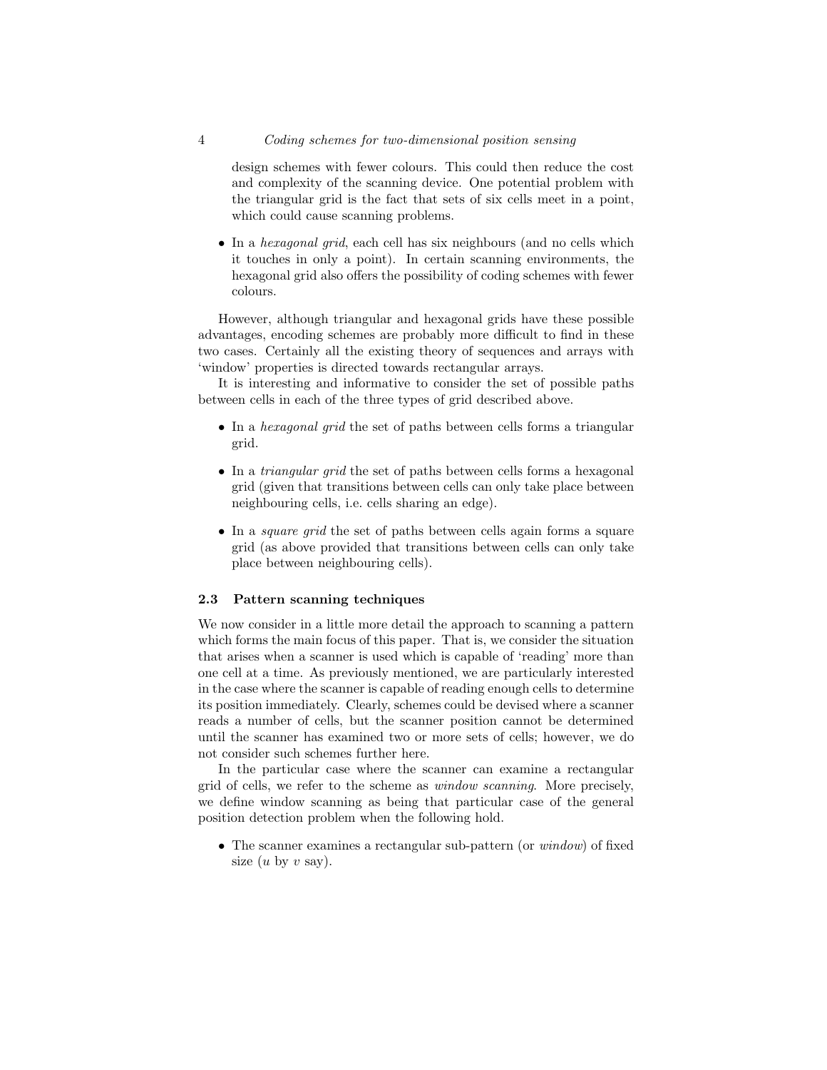design schemes with fewer colours. This could then reduce the cost and complexity of the scanning device. One potential problem with the triangular grid is the fact that sets of six cells meet in a point, which could cause scanning problems.

- In a *hexagonal grid*, each cell has six neighbours (and no cells which it touches in only a point). In certain scanning environments, the hexagonal grid also offers the possibility of coding schemes with fewer colours.

However, although triangular and hexagonal grids have these possible advantages, encoding schemes are probably more difficult to find in these two cases. Certainly all the existing theory of sequences and arrays with 'window' properties is directed towards rectangular arrays.

It is interesting and informative to consider the set of possible paths between cells in each of the three types of grid described above.

- In a *hexagonal grid* the set of paths between cells forms a triangular grid.
- In a *triangular grid* the set of paths between cells forms a hexagonal grid (given that transitions between cells can only take place between neighbouring cells, i.e. cells sharing an edge).
- In a *square grid* the set of paths between cells again forms a square grid (as above provided that transitions between cells can only take place between neighbouring cells).

### 2.3 Pattern scanning techniques

We now consider in a little more detail the approach to scanning a pattern which forms the main focus of this paper. That is, we consider the situation that arises when a scanner is used which is capable of 'reading' more than one cell at a time. As previously mentioned, we are particularly interested in the case where the scanner is capable of reading enough cells to determine its position immediately. Clearly, schemes could be devised where a scanner reads a number of cells, but the scanner position cannot be determined until the scanner has examined two or more sets of cells; however, we do not consider such schemes further here.

In the particular case where the scanner can examine a rectangular grid of cells, we refer to the scheme as *window scanning*. More precisely, we define window scanning as being that particular case of the general position detection problem when the following hold.

- The scanner examines a rectangular sub-pattern (or *window*) of fixed size ($u$ by $v$ say).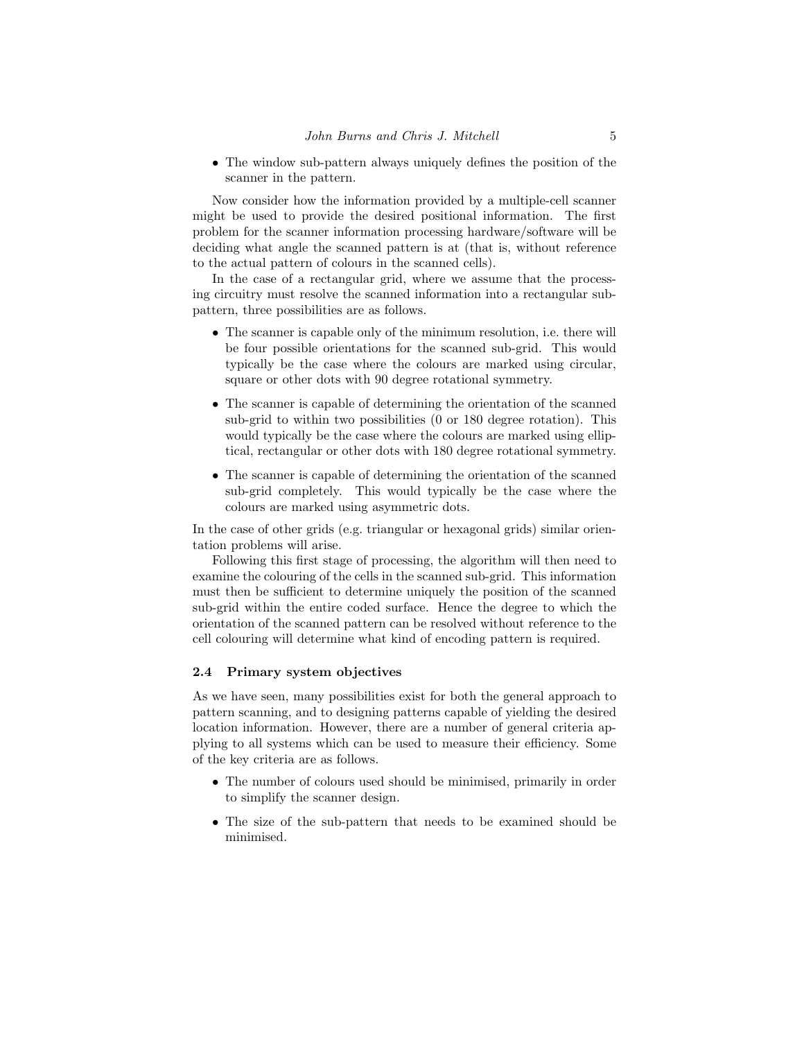- The window sub-pattern always uniquely defines the position of the scanner in the pattern.

Now consider how the information provided by a multiple-cell scanner might be used to provide the desired positional information. The first problem for the scanner information processing hardware/software will be deciding what angle the scanned pattern is at (that is, without reference to the actual pattern of colours in the scanned cells).

In the case of a rectangular grid, where we assume that the processing circuitry must resolve the scanned information into a rectangular sub-pattern, three possibilities are as follows.

- The scanner is capable only of the minimum resolution, i.e. there will be four possible orientations for the scanned sub-grid. This would typically be the case where the colours are marked using circular, square or other dots with 90 degree rotational symmetry.
- The scanner is capable of determining the orientation of the scanned sub-grid to within two possibilities (0 or 180 degree rotation). This would typically be the case where the colours are marked using elliptical, rectangular or other dots with 180 degree rotational symmetry.
- The scanner is capable of determining the orientation of the scanned sub-grid completely. This would typically be the case where the colours are marked using asymmetric dots.

In the case of other grids (e.g. triangular or hexagonal grids) similar orientation problems will arise.

Following this first stage of processing, the algorithm will then need to examine the colouring of the cells in the scanned sub-grid. This information must then be sufficient to determine uniquely the position of the scanned sub-grid within the entire coded surface. Hence the degree to which the orientation of the scanned pattern can be resolved without reference to the cell colouring will determine what kind of encoding pattern is required.

### 2.4 Primary system objectives

As we have seen, many possibilities exist for both the general approach to pattern scanning, and to designing patterns capable of yielding the desired location information. However, there are a number of general criteria applying to all systems which can be used to measure their efficiency. Some of the key criteria are as follows.

- The number of colours used should be minimised, primarily in order to simplify the scanner design.
- The size of the sub-pattern that needs to be examined should be minimised.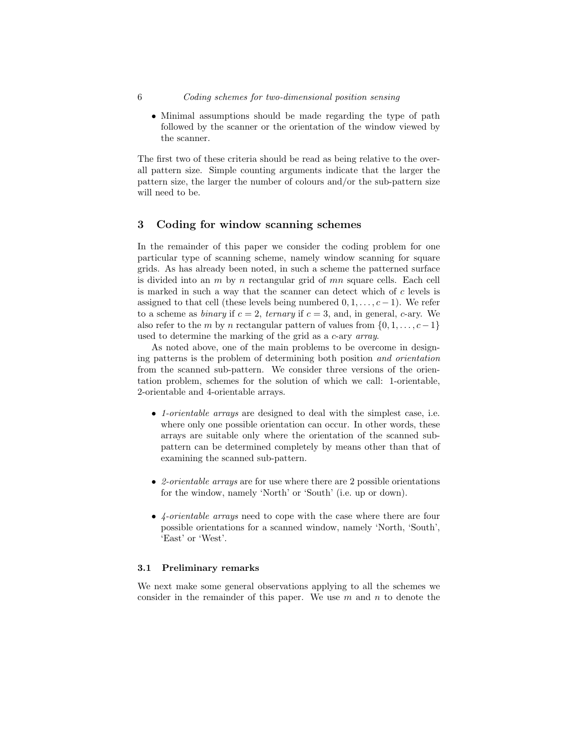- Minimal assumptions should be made regarding the type of path followed by the scanner or the orientation of the window viewed by the scanner.

The first two of these criteria should be read as being relative to the overall pattern size. Simple counting arguments indicate that the larger the pattern size, the larger the number of colours and/or the sub-pattern size will need to be.

## 3 Coding for window scanning schemes

In the remainder of this paper we consider the coding problem for one particular type of scanning scheme, namely window scanning for square grids. As has already been noted, in such a scheme the patterned surface is divided into an $m$ by $n$ rectangular grid of $mn$ square cells. Each cell is marked in such a way that the scanner can detect which of $c$ levels is assigned to that cell (these levels being numbered $0, 1, \ldots, c-1$). We refer to a scheme as *binary* if $c = 2$, *ternary* if $c = 3$, and, in general, $c$-ary. We also refer to the $m$ by $n$ rectangular pattern of values from $\{0, 1, \ldots, c-1\}$ used to determine the marking of the grid as a $c$-ary *array*.

As noted above, one of the main problems to be overcome in designing patterns is the problem of determining both position *and orientation* from the scanned sub-pattern. We consider three versions of the orientation problem, schemes for the solution of which we call: 1-orientable, 2-orientable and 4-orientable arrays.

- *1-orientable arrays* are designed to deal with the simplest case, i.e. where only one possible orientation can occur. In other words, these arrays are suitable only where the orientation of the scanned sub-pattern can be determined completely by means other than that of examining the scanned sub-pattern.

- *2-orientable arrays* are for use where there are 2 possible orientations for the window, namely 'North' or 'South' (i.e. up or down).

- *4-orientable arrays* need to cope with the case where there are four possible orientations for a scanned window, namely 'North, 'South', 'East' or 'West'.

### 3.1 Preliminary remarks

We next make some general observations applying to all the schemes we consider in the remainder of this paper. We use $m$ and $n$ to denote the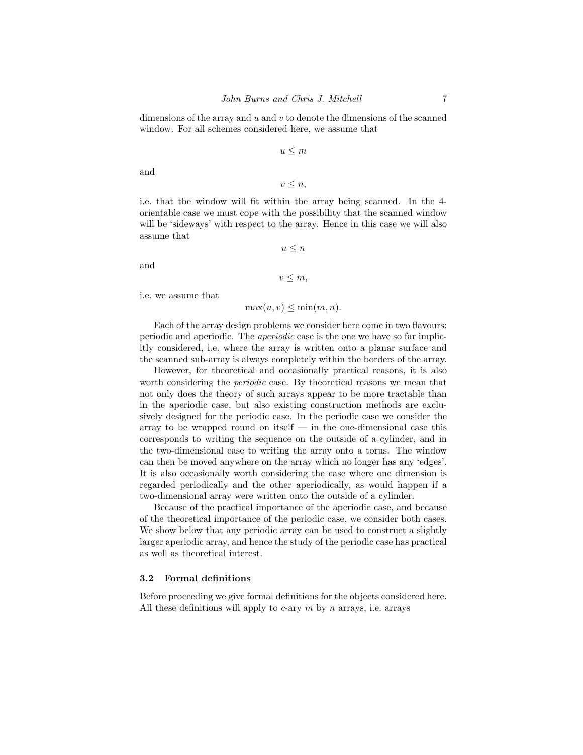dimensions of the array and $u$ and $v$ to denote the dimensions of the scanned window. For all schemes considered here, we assume that

$$u \leq m$$

and

$$v \leq n,$$

i.e. that the window will fit within the array being scanned. In the 4-orientable case we must cope with the possibility that the scanned window will be 'sideways' with respect to the array. Hence in this case we will also assume that

$$u \leq n$$

and

$$v \leq m,$$

i.e. we assume that

$$\max(u, v) \leq \min(m, n).$$

Each of the array design problems we consider here come in two flavours: periodic and aperiodic. The *aperiodic* case is the one we have so far implicitly considered, i.e. where the array is written onto a planar surface and the scanned sub-array is always completely within the borders of the array.

However, for theoretical and occasionally practical reasons, it is also worth considering the *periodic* case. By theoretical reasons we mean that not only does the theory of such arrays appear to be more tractable than in the aperiodic case, but also existing construction methods are exclusively designed for the periodic case. In the periodic case we consider the array to be wrapped round on itself — in the one-dimensional case this corresponds to writing the sequence on the outside of a cylinder, and in the two-dimensional case to writing the array onto a torus. The window can then be moved anywhere on the array which no longer has any 'edges'. It is also occasionally worth considering the case where one dimension is regarded periodically and the other aperiodically, as would happen if a two-dimensional array were written onto the outside of a cylinder.

Because of the practical importance of the aperiodic case, and because of the theoretical importance of the periodic case, we consider both cases. We show below that any periodic array can be used to construct a slightly larger aperiodic array, and hence the study of the periodic case has practical as well as theoretical interest.

### 3.2 Formal definitions

Before proceeding we give formal definitions for the objects considered here. All these definitions will apply to $c$-ary $m$ by $n$ arrays, i.e. arrays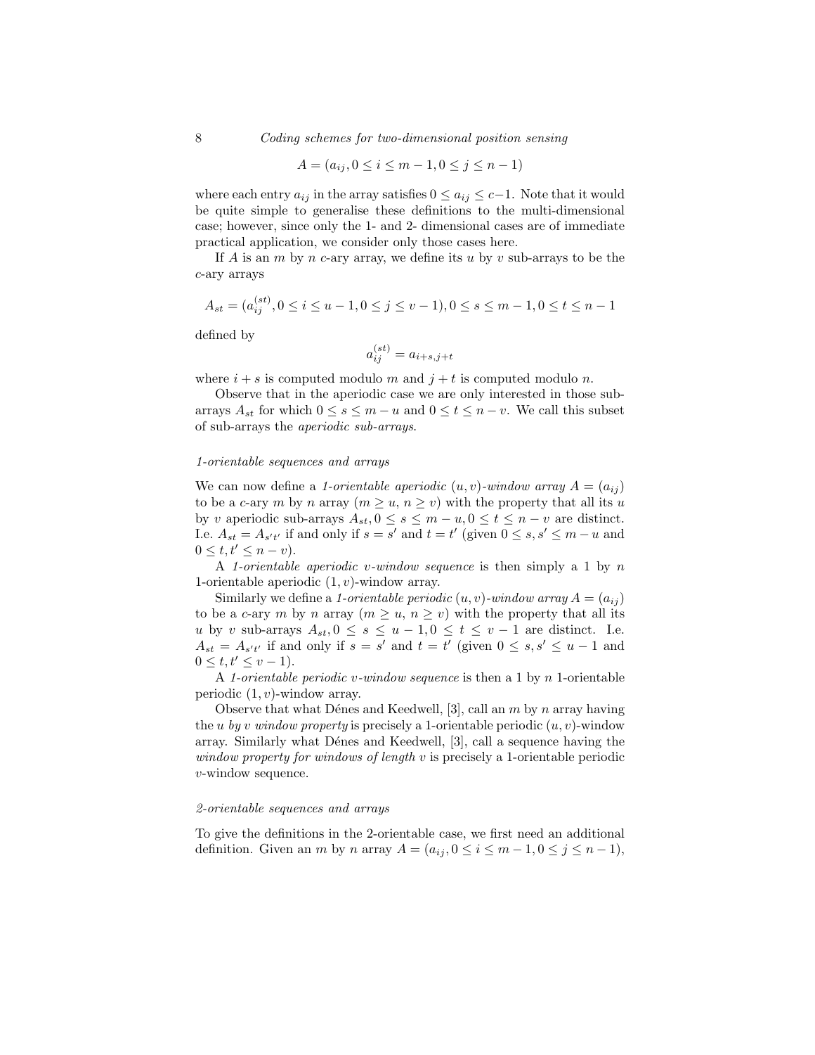$$A = (a_{ij}, 0 \leq i \leq m-1, 0 \leq j \leq n-1)$$

where each entry $a_{ij}$ in the array satisfies $0 \leq a_{ij} \leq c-1$. Note that it would be quite simple to generalise these definitions to the multi-dimensional case; however, since only the 1- and 2- dimensional cases are of immediate practical application, we consider only those cases here.

If $A$ is an $m$ by $n$ $c$-ary array, we define its $u$ by $v$ sub-arrays to be the $c$-ary arrays

$$A_{st} = (a_{ij}^{(st)}, 0 \leq i \leq u-1, 0 \leq j \leq v-1), 0 \leq s \leq m-1, 0 \leq t \leq n-1$$

defined by

$$a_{ij}^{(st)} = a_{i+s,j+t}$$

where $i+s$ is computed modulo $m$ and $j+t$ is computed modulo $n$.

Observe that in the aperiodic case we are only interested in those sub-arrays $A_{st}$ for which $0 \leq s \leq m-u$ and $0 \leq t \leq n-v$. We call this subset of sub-arrays the *aperiodic sub-arrays*.

*1-orientable sequences and arrays*

We can now define a *1-orientable aperiodic $(u,v)$-window array $A = (a_{ij})$* to be a $c$-ary $m$ by $n$ array ($m \geq u$, $n \geq v$) with the property that all its $u$ by $v$ aperiodic sub-arrays $A_{st}, 0 \leq s \leq m-u, 0 \leq t \leq n-v$ are distinct. I.e. $A_{st} = A_{s't'}$ if and only if $s = s'$ and $t = t'$ (given $0 \leq s, s' \leq m-u$ and $0 \leq t, t' \leq n-v$).

A *1-orientable aperiodic $v$-window sequence* is then simply a 1 by $n$ 1-orientable aperiodic $(1,v)$-window array.

Similarly we define a *1-orientable periodic $(u,v)$-window array $A = (a_{ij})$* to be a $c$-ary $m$ by $n$ array ($m \geq u$, $n \geq v$) with the property that all its $u$ by $v$ sub-arrays $A_{st}, 0 \leq s \leq u-1, 0 \leq t \leq v-1$ are distinct. I.e. $A_{st} = A_{s't'}$ if and only if $s = s'$ and $t = t'$ (given $0 \leq s, s' \leq u-1$ and $0 \leq t, t' \leq v-1$).

A *1-orientable periodic $v$-window sequence* is then a 1 by $n$ 1-orientable periodic $(1,v)$-window array.

Observe that what Dénes and Keedwell, [3], call an $m$ by $n$ array having the *$u$ by $v$ window property* is precisely a 1-orientable periodic $(u,v)$-window array. Similarly what Dénes and Keedwell, [3], call a sequence having the *window property for windows of length $v$* is precisely a 1-orientable periodic $v$-window sequence.

*2-orientable sequences and arrays*

To give the definitions in the 2-orientable case, we first need an additional definition. Given an $m$ by $n$ array $A = (a_{ij}, 0 \leq i \leq m-1, 0 \leq j \leq n-1)$,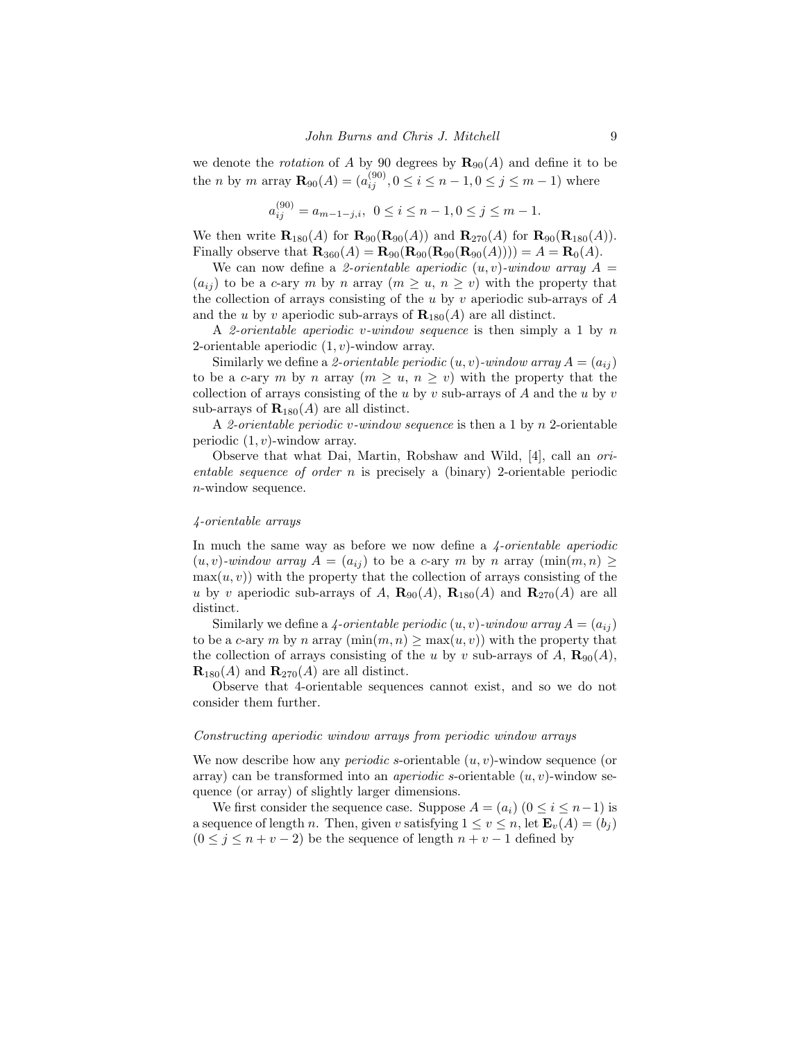we denote the *rotation* of $A$ by 90 degrees by $\mathbf{R}_{90}(A)$ and define it to be the $n$ by $m$ array $\mathbf{R}_{90}(A) = (a_{ij}^{(90)}, 0 \leq i \leq n-1, 0 \leq j \leq m-1)$ where

$$a_{ij}^{(90)} = a_{m-1-j,i}, \ \ 0 \leq i \leq n-1, 0 \leq j \leq m-1.$$

We then write $\mathbf{R}_{180}(A)$ for $\mathbf{R}_{90}(\mathbf{R}_{90}(A))$ and $\mathbf{R}_{270}(A)$ for $\mathbf{R}_{90}(\mathbf{R}_{180}(A))$. Finally observe that $\mathbf{R}_{360}(A) = \mathbf{R}_{90}(\mathbf{R}_{90}(\mathbf{R}_{90}(\mathbf{R}_{90}(A)))) = A = \mathbf{R}_{0}(A)$.

We can now define a *2-orientable aperiodic* $(u,v)$*-window array* $A = (a_{ij})$ to be a $c$-ary $m$ by $n$ array ($m \geq u$, $n \geq v$) with the property that the collection of arrays consisting of the $u$ by $v$ aperiodic sub-arrays of $A$ and the $u$ by $v$ aperiodic sub-arrays of $\mathbf{R}_{180}(A)$ are all distinct.

A *2-orientable aperiodic* $v$*-window sequence* is then simply a 1 by $n$ 2-orientable aperiodic $(1,v)$-window array.

Similarly we define a *2-orientable periodic* $(u,v)$*-window array* $A = (a_{ij})$ to be a $c$-ary $m$ by $n$ array ($m \geq u$, $n \geq v$) with the property that the collection of arrays consisting of the $u$ by $v$ sub-arrays of $A$ and the $u$ by $v$ sub-arrays of $\mathbf{R}_{180}(A)$ are all distinct.

A *2-orientable periodic* $v$*-window sequence* is then a 1 by $n$ 2-orientable periodic $(1,v)$-window array.

Observe that what Dai, Martin, Robshaw and Wild, [4], call an *orientable sequence of order* $n$ is precisely a (binary) 2-orientable periodic $n$-window sequence.

### *4-orientable arrays*

In much the same way as before we now define a *4-orientable aperiodic* $(u,v)$*-window array* $A = (a_{ij})$ to be a $c$-ary $m$ by $n$ array ($\min(m,n) \geq \max(u,v)$) with the property that the collection of arrays consisting of the $u$ by $v$ aperiodic sub-arrays of $A$, $\mathbf{R}_{90}(A)$, $\mathbf{R}_{180}(A)$ and $\mathbf{R}_{270}(A)$ are all distinct.

Similarly we define a *4-orientable periodic* $(u,v)$*-window array* $A = (a_{ij})$ to be a $c$-ary $m$ by $n$ array ($\min(m,n) \geq \max(u,v)$) with the property that the collection of arrays consisting of the $u$ by $v$ sub-arrays of $A$, $\mathbf{R}_{90}(A)$, $\mathbf{R}_{180}(A)$ and $\mathbf{R}_{270}(A)$ are all distinct.

Observe that 4-orientable sequences cannot exist, and so we do not consider them further.

### *Constructing aperiodic window arrays from periodic window arrays*

We now describe how any *periodic* $s$-orientable $(u,v)$-window sequence (or array) can be transformed into an *aperiodic* $s$-orientable $(u,v)$-window sequence (or array) of slightly larger dimensions.

We first consider the sequence case. Suppose $A = (a_i)$ ($0 \leq i \leq n-1$) is a sequence of length $n$. Then, given $v$ satisfying $1 \leq v \leq n$, let $\mathbf{E}_v(A) = (b_j)$ ($0 \leq j \leq n+v-2$) be the sequence of length $n+v-1$ defined by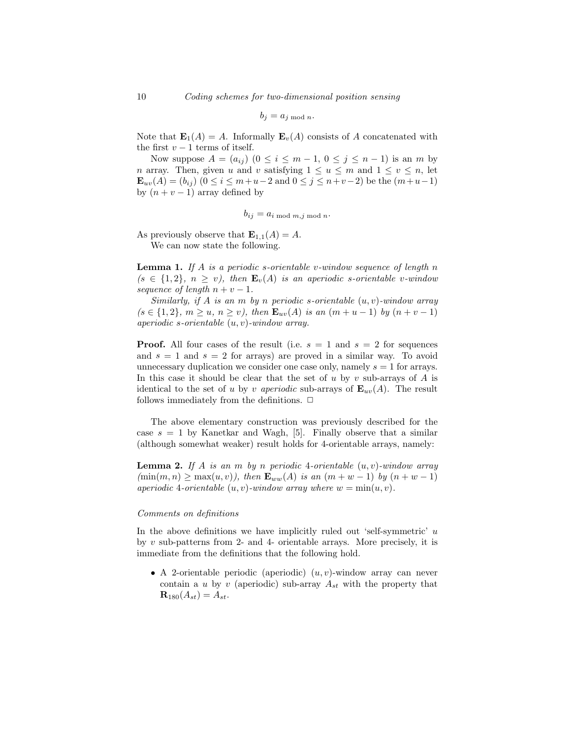$$b_j = a_{j \bmod n}.$$

Note that $\mathbf{E}_1(A) = A$. Informally $\mathbf{E}_v(A)$ consists of $A$ concatenated with the first $v-1$ terms of itself.

Now suppose $A = (a_{ij})$ $(0 \leq i \leq m-1,\ 0 \leq j \leq n-1)$ is an $m$ by $n$ array. Then, given $u$ and $v$ satisfying $1 \leq u \leq m$ and $1 \leq v \leq n$, let $\mathbf{E}_{uv}(A) = (b_{ij})$ $(0 \leq i \leq m+u-2$ and $0 \leq j \leq n+v-2)$ be the $(m+u-1)$ by $(n+v-1)$ array defined by

$$b_{ij} = a_{i \bmod m, j \bmod n}.$$

As previously observe that $\mathbf{E}_{1,1}(A) = A$.

We can now state the following.

**Lemma 1.** *If $A$ is a periodic $s$-orientable $v$-window sequence of length $n$ $(s \in \{1,2\},\ n \geq v)$, then $\mathbf{E}_v(A)$ is an aperiodic $s$-orientable $v$-window sequence of length $n+v-1$.*

*Similarly, if $A$ is an $m$ by $n$ periodic $s$-orientable $(u,v)$-window array $(s \in \{1,2\},\ m \geq u,\ n \geq v)$, then $\mathbf{E}_{uv}(A)$ is an $(m+u-1)$ by $(n+v-1)$ aperiodic $s$-orientable $(u,v)$-window array.*

**Proof.** All four cases of the result (i.e. $s=1$ and $s=2$ for sequences and $s=1$ and $s=2$ for arrays) are proved in a similar way. To avoid unnecessary duplication we consider one case only, namely $s=1$ for arrays. In this case it should be clear that the set of $u$ by $v$ sub-arrays of $A$ is identical to the set of $u$ by $v$ *aperiodic* sub-arrays of $\mathbf{E}_{uv}(A)$. The result follows immediately from the definitions. □

The above elementary construction was previously described for the case $s=1$ by Kanetkar and Wagh, [5]. Finally observe that a similar (although somewhat weaker) result holds for 4-orientable arrays, namely:

**Lemma 2.** *If $A$ is an $m$ by $n$ periodic 4-orientable $(u,v)$-window array $(\min(m,n) \geq \max(u,v))$, then $\mathbf{E}_{ww}(A)$ is an $(m+w-1)$ by $(n+w-1)$ aperiodic 4-orientable $(u,v)$-window array where $w = \min(u,v)$.*

*Comments on definitions*

In the above definitions we have implicitly ruled out 'self-symmetric' $u$ by $v$ sub-patterns from 2- and 4- orientable arrays. More precisely, it is immediate from the definitions that the following hold.

- A 2-orientable periodic (aperiodic) $(u,v)$-window array can never contain a $u$ by $v$ (aperiodic) sub-array $A_{st}$ with the property that $\mathbf{R}_{180}(A_{st}) = A_{st}$.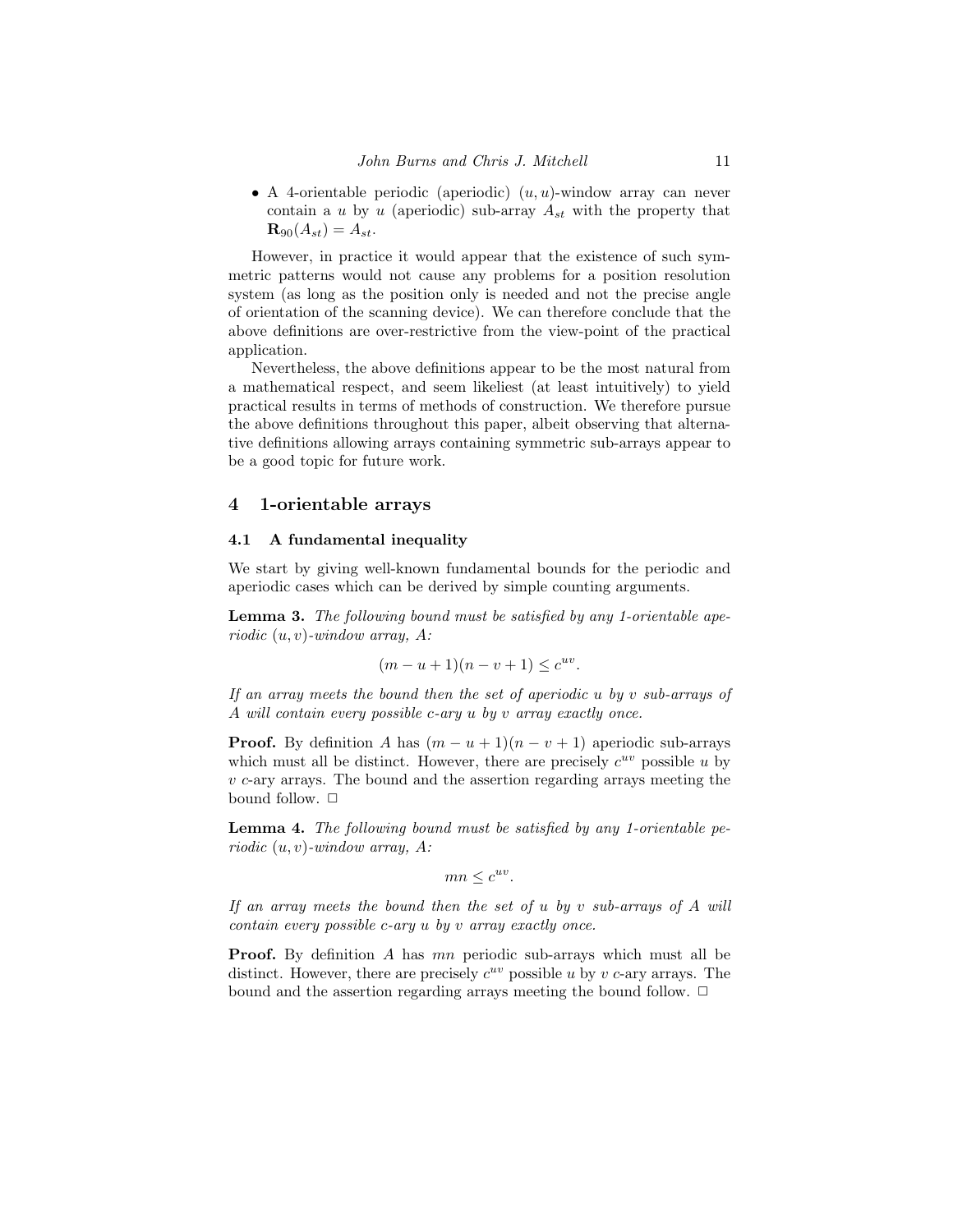- A 4-orientable periodic (aperiodic) $(u, u)$-window array can never contain a $u$ by $u$ (aperiodic) sub-array $A_{st}$ with the property that $\mathbf{R}_{90}(A_{st}) = A_{st}$.

However, in practice it would appear that the existence of such symmetric patterns would not cause any problems for a position resolution system (as long as the position only is needed and not the precise angle of orientation of the scanning device). We can therefore conclude that the above definitions are over-restrictive from the view-point of the practical application.

Nevertheless, the above definitions appear to be the most natural from a mathematical respect, and seem likeliest (at least intuitively) to yield practical results in terms of methods of construction. We therefore pursue the above definitions throughout this paper, albeit observing that alternative definitions allowing arrays containing symmetric sub-arrays appear to be a good topic for future work.

## 4 1-orientable arrays

### 4.1 A fundamental inequality

We start by giving well-known fundamental bounds for the periodic and aperiodic cases which can be derived by simple counting arguments.

**Lemma 3.** *The following bound must be satisfied by any 1-orientable aperiodic $(u, v)$-window array, $A$:*

$$(m - u + 1)(n - v + 1) \leq c^{uv}.$$

*If an array meets the bound then the set of aperiodic $u$ by $v$ sub-arrays of $A$ will contain every possible $c$-ary $u$ by $v$ array exactly once.*

**Proof.** By definition $A$ has $(m - u + 1)(n - v + 1)$ aperiodic sub-arrays which must all be distinct. However, there are precisely $c^{uv}$ possible $u$ by $v$ $c$-ary arrays. The bound and the assertion regarding arrays meeting the bound follow. □

**Lemma 4.** *The following bound must be satisfied by any 1-orientable periodic $(u, v)$-window array, $A$:*

$$mn \leq c^{uv}.$$

*If an array meets the bound then the set of $u$ by $v$ sub-arrays of $A$ will contain every possible $c$-ary $u$ by $v$ array exactly once.*

**Proof.** By definition $A$ has $mn$ periodic sub-arrays which must all be distinct. However, there are precisely $c^{uv}$ possible $u$ by $v$ $c$-ary arrays. The bound and the assertion regarding arrays meeting the bound follow. □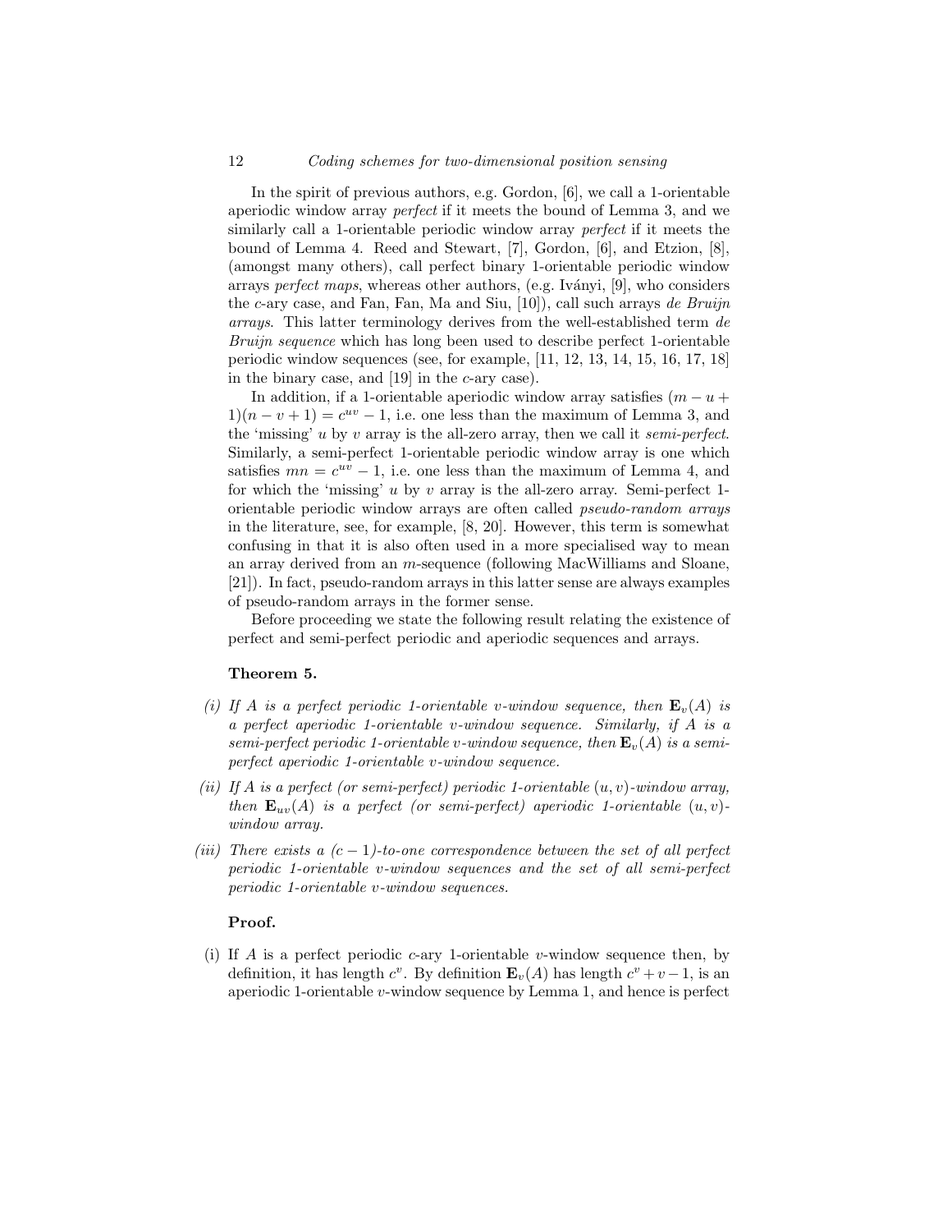In the spirit of previous authors, e.g. Gordon, [6], we call a 1-orientable aperiodic window array *perfect* if it meets the bound of Lemma 3, and we similarly call a 1-orientable periodic window array *perfect* if it meets the bound of Lemma 4. Reed and Stewart, [7], Gordon, [6], and Etzion, [8], (amongst many others), call perfect binary 1-orientable periodic window arrays *perfect maps*, whereas other authors, (e.g. Iványi, [9], who considers the $c$-ary case, and Fan, Fan, Ma and Siu, [10]), call such arrays *de Bruijn arrays*. This latter terminology derives from the well-established term *de Bruijn sequence* which has long been used to describe perfect 1-orientable periodic window sequences (see, for example, [11, 12, 13, 14, 15, 16, 17, 18] in the binary case, and [19] in the $c$-ary case).

In addition, if a 1-orientable aperiodic window array satisfies $(m-u+1)(n-v+1) = c^{uv}-1$, i.e. one less than the maximum of Lemma 3, and the 'missing' $u$ by $v$ array is the all-zero array, then we call it *semi-perfect*. Similarly, a semi-perfect 1-orientable periodic window array is one which satisfies $mn = c^{uv}-1$, i.e. one less than the maximum of Lemma 4, and for which the 'missing' $u$ by $v$ array is the all-zero array. Semi-perfect 1-orientable periodic window arrays are often called *pseudo-random arrays* in the literature, see, for example, [8, 20]. However, this term is somewhat confusing in that it is also often used in a more specialised way to mean an array derived from an $m$-sequence (following MacWilliams and Sloane, [21]). In fact, pseudo-random arrays in this latter sense are always examples of pseudo-random arrays in the former sense.

Before proceeding we state the following result relating the existence of perfect and semi-perfect periodic and aperiodic sequences and arrays.

**Theorem 5.**

(i) *If $A$ is a perfect periodic 1-orientable $v$-window sequence, then $\mathbf{E}_v(A)$ is a perfect aperiodic 1-orientable $v$-window sequence. Similarly, if $A$ is a semi-perfect periodic 1-orientable $v$-window sequence, then $\mathbf{E}_v(A)$ is a semi-perfect aperiodic 1-orientable $v$-window sequence.*

(ii) *If $A$ is a perfect (or semi-perfect) periodic 1-orientable $(u,v)$-window array, then $\mathbf{E}_{uv}(A)$ is a perfect (or semi-perfect) aperiodic 1-orientable $(u,v)$-window array.*

(iii) *There exists a $(c-1)$-to-one correspondence between the set of all perfect periodic 1-orientable $v$-window sequences and the set of all semi-perfect periodic 1-orientable $v$-window sequences.*

**Proof.**

(i) If $A$ is a perfect periodic $c$-ary 1-orientable $v$-window sequence then, by definition, it has length $c^v$. By definition $\mathbf{E}_v(A)$ has length $c^v + v - 1$, is an aperiodic 1-orientable $v$-window sequence by Lemma 1, and hence is perfect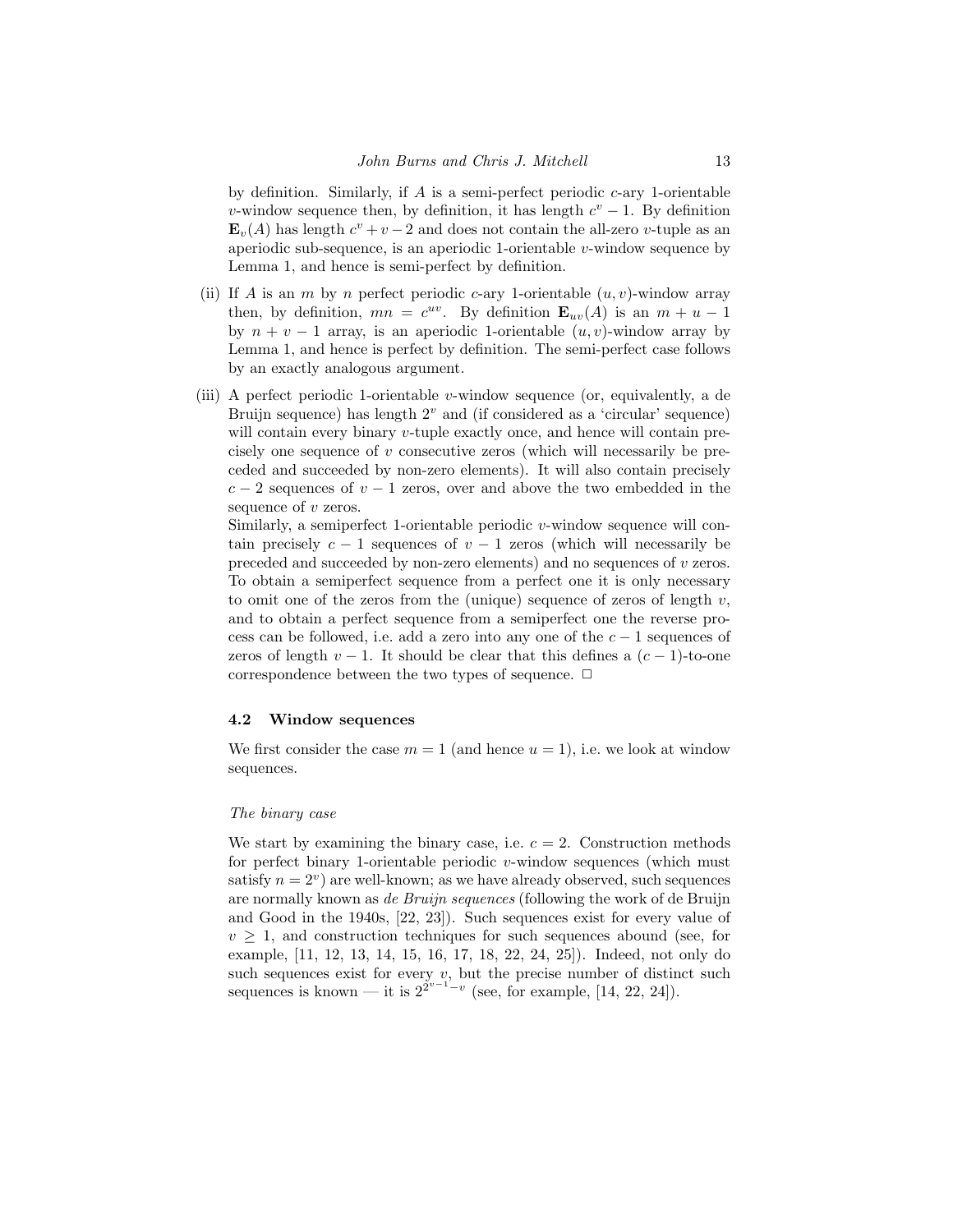by definition. Similarly, if $A$ is a semi-perfect periodic $c$-ary 1-orientable $v$-window sequence then, by definition, it has length $c^v - 1$. By definition $\mathbf{E}_v(A)$ has length $c^v + v - 2$ and does not contain the all-zero $v$-tuple as an aperiodic sub-sequence, is an aperiodic 1-orientable $v$-window sequence by Lemma 1, and hence is semi-perfect by definition.

(ii) If $A$ is an $m$ by $n$ perfect periodic $c$-ary 1-orientable $(u, v)$-window array then, by definition, $mn = c^{uv}$. By definition $\mathbf{E}_{uv}(A)$ is an $m + u - 1$ by $n + v - 1$ array, is an aperiodic 1-orientable $(u, v)$-window array by Lemma 1, and hence is perfect by definition. The semi-perfect case follows by an exactly analogous argument.

(iii) A perfect periodic 1-orientable $v$-window sequence (or, equivalently, a de Bruijn sequence) has length $2^v$ and (if considered as a 'circular' sequence) will contain every binary $v$-tuple exactly once, and hence will contain precisely one sequence of $v$ consecutive zeros (which will necessarily be preceded and succeeded by non-zero elements). It will also contain precisely $c - 2$ sequences of $v - 1$ zeros, over and above the two embedded in the sequence of $v$ zeros.
Similarly, a semiperfect 1-orientable periodic $v$-window sequence will contain precisely $c - 1$ sequences of $v - 1$ zeros (which will necessarily be preceded and succeeded by non-zero elements) and no sequences of $v$ zeros. To obtain a semiperfect sequence from a perfect one it is only necessary to omit one of the zeros from the (unique) sequence of zeros of length $v$, and to obtain a perfect sequence from a semiperfect one the reverse process can be followed, i.e. add a zero into any one of the $c - 1$ sequences of zeros of length $v - 1$. It should be clear that this defines a $(c - 1)$-to-one correspondence between the two types of sequence. $\Box$

### 4.2 Window sequences

We first consider the case $m = 1$ (and hence $u = 1$), i.e. we look at window sequences.

*The binary case*

We start by examining the binary case, i.e. $c = 2$. Construction methods for perfect binary 1-orientable periodic $v$-window sequences (which must satisfy $n = 2^v$) are well-known; as we have already observed, such sequences are normally known as *de Bruijn sequences* (following the work of de Bruijn and Good in the 1940s, [22, 23]). Such sequences exist for every value of $v \geq 1$, and construction techniques for such sequences abound (see, for example, [11, 12, 13, 14, 15, 16, 17, 18, 22, 24, 25]). Indeed, not only do such sequences exist for every $v$, but the precise number of distinct such sequences is known — it is $2^{2^{v-1}-v}$ (see, for example, [14, 22, 24]).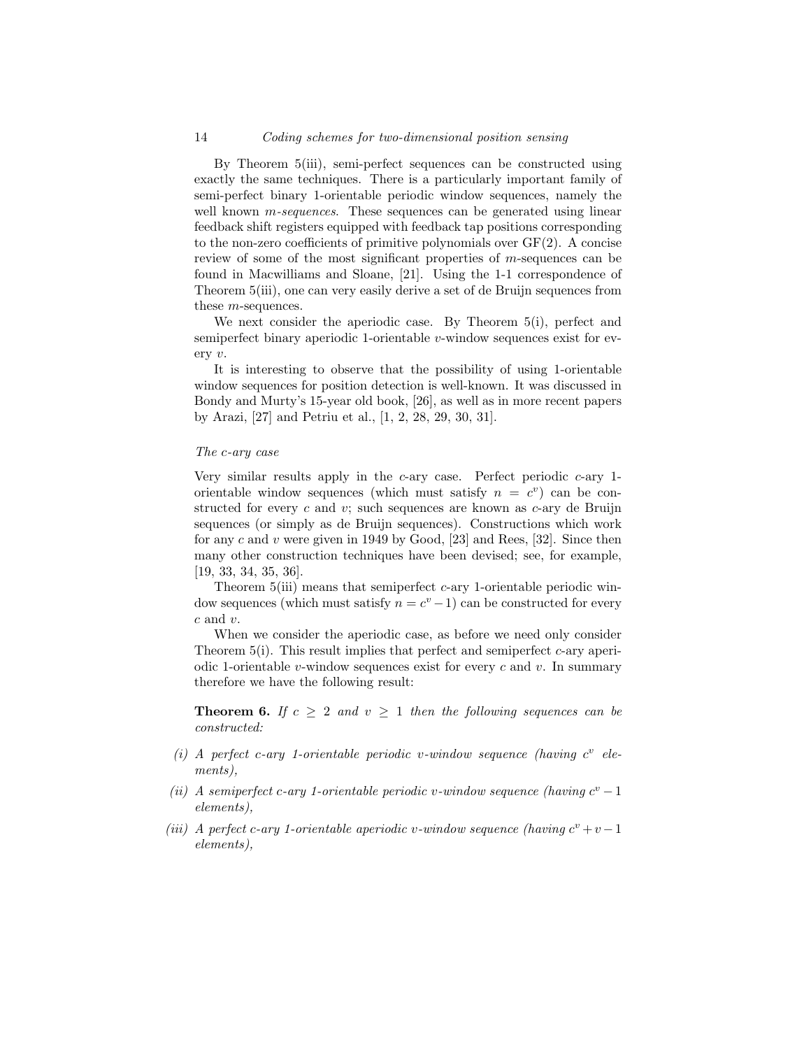By Theorem 5(iii), semi-perfect sequences can be constructed using exactly the same techniques. There is a particularly important family of semi-perfect binary 1-orientable periodic window sequences, namely the well known *m-sequences*. These sequences can be generated using linear feedback shift registers equipped with feedback tap positions corresponding to the non-zero coefficients of primitive polynomials over GF(2). A concise review of some of the most significant properties of $m$-sequences can be found in Macwilliams and Sloane, [21]. Using the 1-1 correspondence of Theorem 5(iii), one can very easily derive a set of de Bruijn sequences from these $m$-sequences.

We next consider the aperiodic case. By Theorem 5(i), perfect and semiperfect binary aperiodic 1-orientable $v$-window sequences exist for every $v$.

It is interesting to observe that the possibility of using 1-orientable window sequences for position detection is well-known. It was discussed in Bondy and Murty's 15-year old book, [26], as well as in more recent papers by Arazi, [27] and Petriu et al., [1, 2, 28, 29, 30, 31].

*The c-ary case*

Very similar results apply in the $c$-ary case. Perfect periodic $c$-ary 1-orientable window sequences (which must satisfy $n = c^v$) can be constructed for every $c$ and $v$; such sequences are known as $c$-ary de Bruijn sequences (or simply as de Bruijn sequences). Constructions which work for any $c$ and $v$ were given in 1949 by Good, [23] and Rees, [32]. Since then many other construction techniques have been devised; see, for example, [19, 33, 34, 35, 36].

Theorem 5(iii) means that semiperfect $c$-ary 1-orientable periodic window sequences (which must satisfy $n = c^v - 1$) can be constructed for every $c$ and $v$.

When we consider the aperiodic case, as before we need only consider Theorem 5(i). This result implies that perfect and semiperfect $c$-ary aperiodic 1-orientable $v$-window sequences exist for every $c$ and $v$. In summary therefore we have the following result:

**Theorem 6.** *If $c \geq 2$ and $v \geq 1$ then the following sequences can be constructed:*

*(i) A perfect $c$-ary 1-orientable periodic $v$-window sequence (having $c^v$ elements),*

*(ii) A semiperfect $c$-ary 1-orientable periodic $v$-window sequence (having $c^v - 1$ elements),*

*(iii) A perfect $c$-ary 1-orientable aperiodic $v$-window sequence (having $c^v + v - 1$ elements),*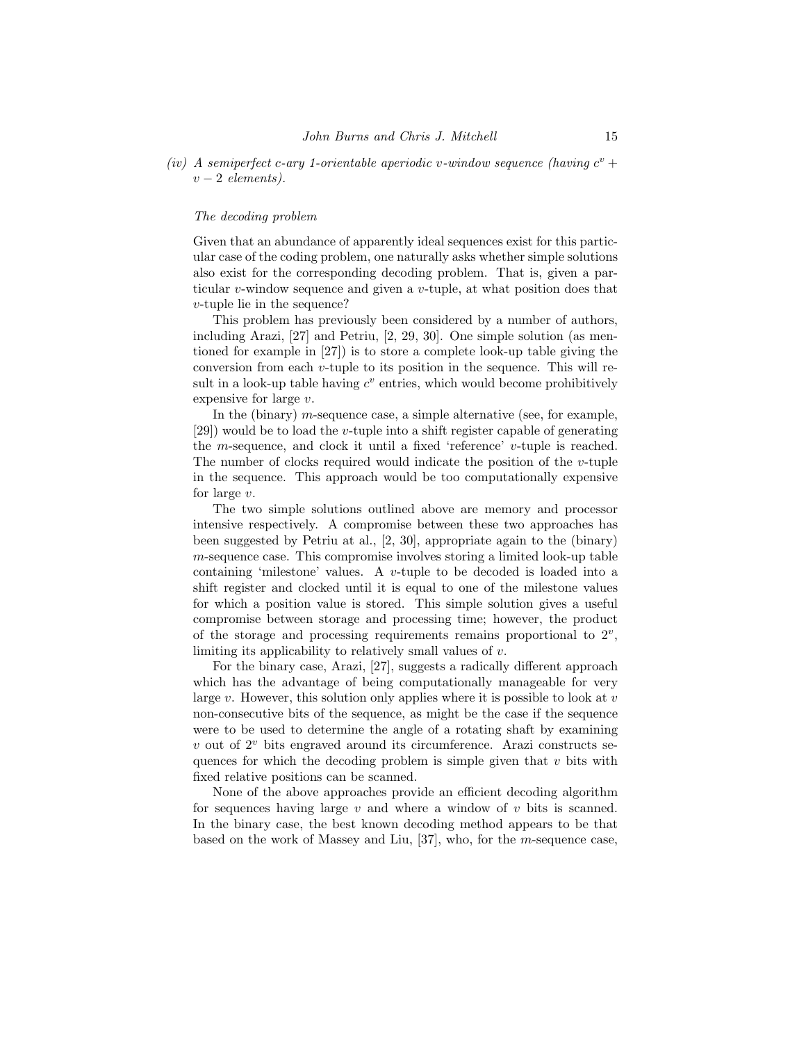*(iv) A semiperfect c-ary 1-orientable aperiodic v-window sequence (having $c^v + v - 2$ elements).*

*The decoding problem*

Given that an abundance of apparently ideal sequences exist for this particular case of the coding problem, one naturally asks whether simple solutions also exist for the corresponding decoding problem. That is, given a particular $v$-window sequence and given a $v$-tuple, at what position does that $v$-tuple lie in the sequence?

This problem has previously been considered by a number of authors, including Arazi, [27] and Petriu, [2, 29, 30]. One simple solution (as mentioned for example in [27]) is to store a complete look-up table giving the conversion from each $v$-tuple to its position in the sequence. This will result in a look-up table having $c^v$ entries, which would become prohibitively expensive for large $v$.

In the (binary) $m$-sequence case, a simple alternative (see, for example, [29]) would be to load the $v$-tuple into a shift register capable of generating the $m$-sequence, and clock it until a fixed 'reference' $v$-tuple is reached. The number of clocks required would indicate the position of the $v$-tuple in the sequence. This approach would be too computationally expensive for large $v$.

The two simple solutions outlined above are memory and processor intensive respectively. A compromise between these two approaches has been suggested by Petriu at al., [2, 30], appropriate again to the (binary) $m$-sequence case. This compromise involves storing a limited look-up table containing 'milestone' values. A $v$-tuple to be decoded is loaded into a shift register and clocked until it is equal to one of the milestone values for which a position value is stored. This simple solution gives a useful compromise between storage and processing time; however, the product of the storage and processing requirements remains proportional to $2^v$, limiting its applicability to relatively small values of $v$.

For the binary case, Arazi, [27], suggests a radically different approach which has the advantage of being computationally manageable for very large $v$. However, this solution only applies where it is possible to look at $v$ non-consecutive bits of the sequence, as might be the case if the sequence were to be used to determine the angle of a rotating shaft by examining $v$ out of $2^v$ bits engraved around its circumference. Arazi constructs sequences for which the decoding problem is simple given that $v$ bits with fixed relative positions can be scanned.

None of the above approaches provide an efficient decoding algorithm for sequences having large $v$ and where a window of $v$ bits is scanned. In the binary case, the best known decoding method appears to be that based on the work of Massey and Liu, [37], who, for the $m$-sequence case,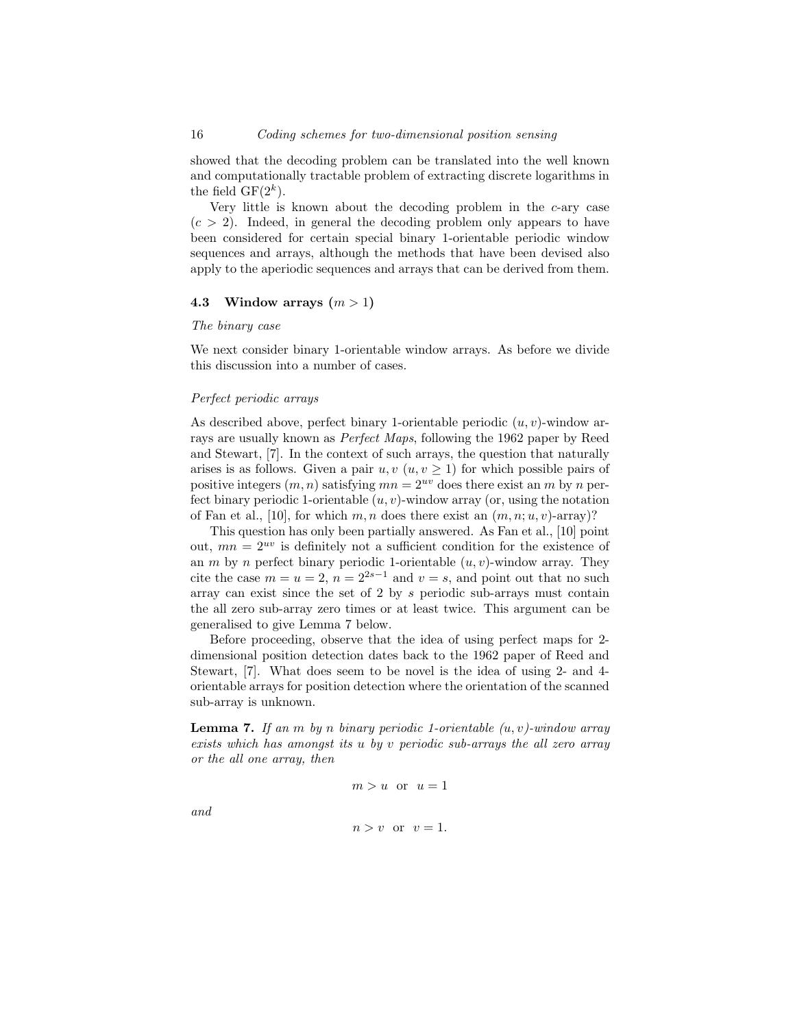showed that the decoding problem can be translated into the well known and computationally tractable problem of extracting discrete logarithms in the field $\mathrm{GF}(2^k)$.

Very little is known about the decoding problem in the $c$-ary case ($c > 2$). Indeed, in general the decoding problem only appears to have been considered for certain special binary 1-orientable periodic window sequences and arrays, although the methods that have been devised also apply to the aperiodic sequences and arrays that can be derived from them.

### 4.3 Window arrays ($m > 1$)

*The binary case*

We next consider binary 1-orientable window arrays. As before we divide this discussion into a number of cases.

*Perfect periodic arrays*

As described above, perfect binary 1-orientable periodic $(u, v)$-window arrays are usually known as *Perfect Maps*, following the 1962 paper by Reed and Stewart, [7]. In the context of such arrays, the question that naturally arises is as follows. Given a pair $u, v$ ($u, v \geq 1$) for which possible pairs of positive integers $(m, n)$ satisfying $mn = 2^{uv}$ does there exist an $m$ by $n$ perfect binary periodic 1-orientable $(u, v)$-window array (or, using the notation of Fan et al., [10], for which $m, n$ does there exist an $(m, n; u, v)$-array)?

This question has only been partially answered. As Fan et al., [10] point out, $mn = 2^{uv}$ is definitely not a sufficient condition for the existence of an $m$ by $n$ perfect binary periodic 1-orientable $(u, v)$-window array. They cite the case $m = u = 2$, $n = 2^{2s-1}$ and $v = s$, and point out that no such array can exist since the set of 2 by $s$ periodic sub-arrays must contain the all zero sub-array zero times or at least twice. This argument can be generalised to give Lemma 7 below.

Before proceeding, observe that the idea of using perfect maps for 2-dimensional position detection dates back to the 1962 paper of Reed and Stewart, [7]. What does seem to be novel is the idea of using 2- and 4-orientable arrays for position detection where the orientation of the scanned sub-array is unknown.

**Lemma 7.** *If an $m$ by $n$ binary periodic 1-orientable $(u, v)$-window array exists which has amongst its $u$ by $v$ periodic sub-arrays the all zero array or the all one array, then*

$$m > u \ \text{ or } \ u = 1$$

*and*

$$n > v \ \text{ or } \ v = 1.$$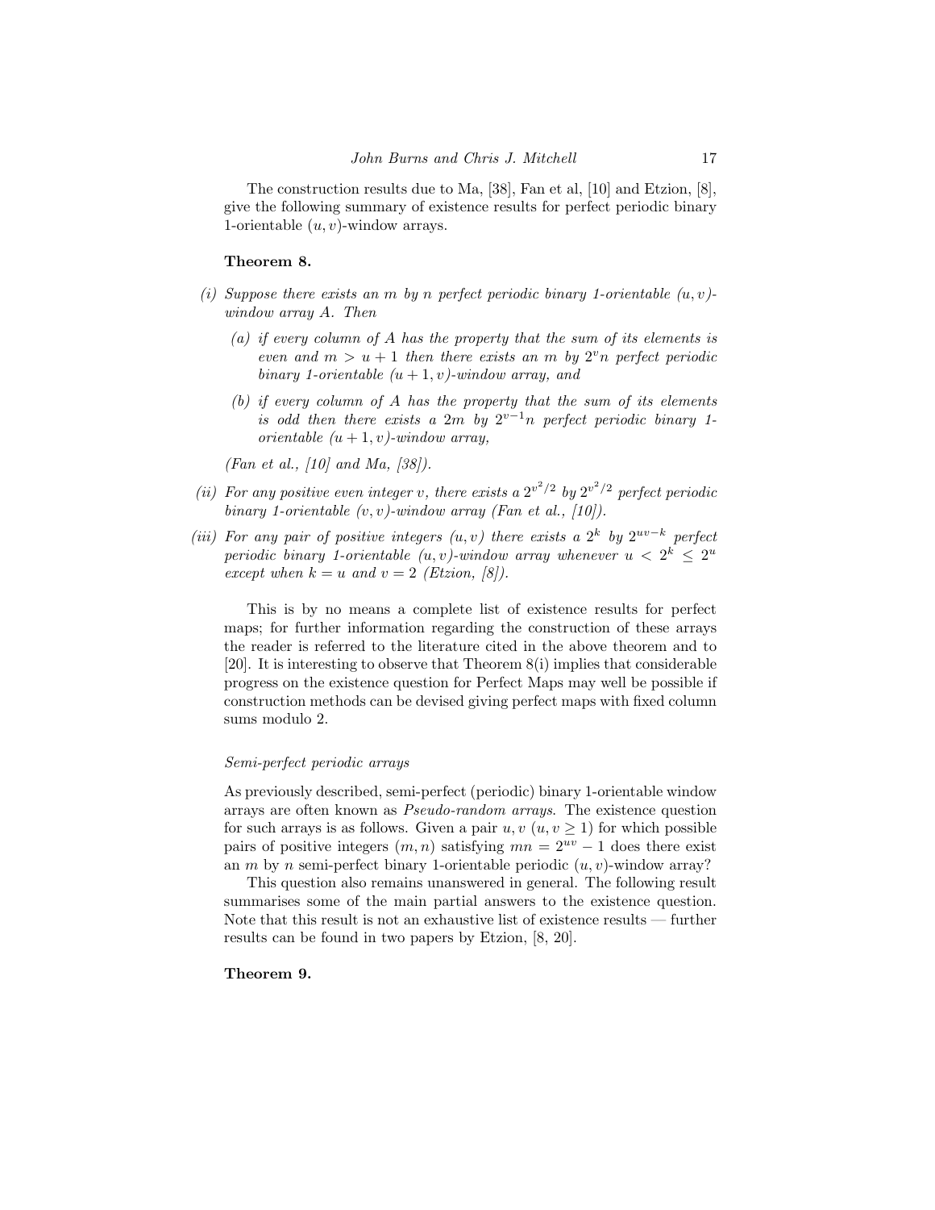The construction results due to Ma, [38], Fan et al, [10] and Etzion, [8], give the following summary of existence results for perfect periodic binary 1-orientable $(u, v)$-window arrays.

**Theorem 8.**

*(i) Suppose there exists an $m$ by $n$ perfect periodic binary 1-orientable $(u, v)$-window array $A$. Then*

  *(a) if every column of $A$ has the property that the sum of its elements is even and $m > u + 1$ then there exists an $m$ by $2^v n$ perfect periodic binary 1-orientable $(u + 1, v)$-window array, and*

  *(b) if every column of $A$ has the property that the sum of its elements is odd then there exists a $2m$ by $2^{v-1}n$ perfect periodic binary 1-orientable $(u + 1, v)$-window array,*

  *(Fan et al., [10] and Ma, [38]).*

*(ii) For any positive even integer $v$, there exists a $2^{v^2/2}$ by $2^{v^2/2}$ perfect periodic binary 1-orientable $(v, v)$-window array (Fan et al., [10]).*

*(iii) For any pair of positive integers $(u, v)$ there exists a $2^k$ by $2^{uv-k}$ perfect periodic binary 1-orientable $(u, v)$-window array whenever $u < 2^k \leq 2^u$ except when $k = u$ and $v = 2$ (Etzion, [8]).*

This is by no means a complete list of existence results for perfect maps; for further information regarding the construction of these arrays the reader is referred to the literature cited in the above theorem and to [20]. It is interesting to observe that Theorem 8(i) implies that considerable progress on the existence question for Perfect Maps may well be possible if construction methods can be devised giving perfect maps with fixed column sums modulo 2.

*Semi-perfect periodic arrays*

As previously described, semi-perfect (periodic) binary 1-orientable window arrays are often known as *Pseudo-random arrays*. The existence question for such arrays is as follows. Given a pair $u, v$ $(u, v \geq 1)$ for which possible pairs of positive integers $(m, n)$ satisfying $mn = 2^{uv} - 1$ does there exist an $m$ by $n$ semi-perfect binary 1-orientable periodic $(u, v)$-window array?

This question also remains unanswered in general. The following result summarises some of the main partial answers to the existence question. Note that this result is not an exhaustive list of existence results — further results can be found in two papers by Etzion, [8, 20].

**Theorem 9.**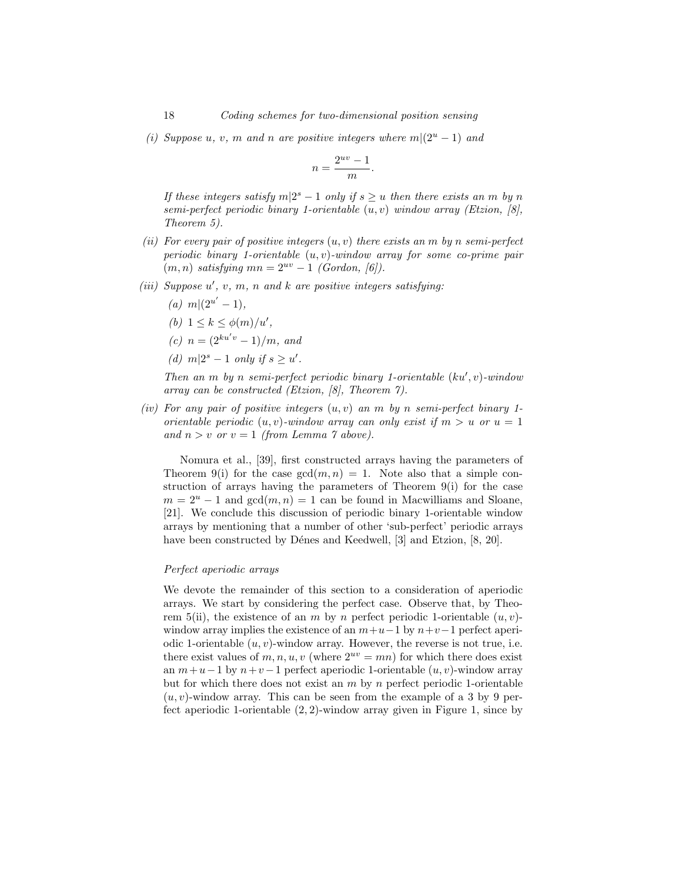(i) *Suppose $u$, $v$, $m$ and $n$ are positive integers where $m|(2^u - 1)$ and*

$$n = \frac{2^{uv} - 1}{m}.$$

*If these integers satisfy $m|2^s - 1$ only if $s \geq u$ then there exists an $m$ by $n$ semi-perfect periodic binary 1-orientable $(u, v)$ window array (Etzion, [8], Theorem 5).*

(ii) *For every pair of positive integers $(u, v)$ there exists an $m$ by $n$ semi-perfect periodic binary 1-orientable $(u, v)$-window array for some co-prime pair $(m, n)$ satisfying $mn = 2^{uv} - 1$ (Gordon, [6]).*

(iii) *Suppose $u'$, $v$, $m$, $n$ and $k$ are positive integers satisfying:*

  (a) *$m|(2^{u'} - 1)$,*

  (b) *$1 \leq k \leq \phi(m)/u'$,*

  (c) *$n = (2^{ku'v} - 1)/m$, and*

  (d) *$m|2^s - 1$ only if $s \geq u'$.*

  *Then an $m$ by $n$ semi-perfect periodic binary 1-orientable $(ku', v)$-window array can be constructed (Etzion, [8], Theorem 7).*

(iv) *For any pair of positive integers $(u, v)$ an $m$ by $n$ semi-perfect binary 1-orientable periodic $(u, v)$-window array can only exist if $m > u$ or $u = 1$ and $n > v$ or $v = 1$ (from Lemma 7 above).*

Nomura et al., [39], first constructed arrays having the parameters of Theorem 9(i) for the case $\gcd(m, n) = 1$. Note also that a simple construction of arrays having the parameters of Theorem 9(i) for the case $m = 2^u - 1$ and $\gcd(m, n) = 1$ can be found in Macwilliams and Sloane, [21]. We conclude this discussion of periodic binary 1-orientable window arrays by mentioning that a number of other 'sub-perfect' periodic arrays have been constructed by Dénes and Keedwell, [3] and Etzion, [8, 20].

*Perfect aperiodic arrays*

We devote the remainder of this section to a consideration of aperiodic arrays. We start by considering the perfect case. Observe that, by Theorem 5(ii), the existence of an $m$ by $n$ perfect periodic 1-orientable $(u, v)$-window array implies the existence of an $m+u-1$ by $n+v-1$ perfect aperiodic 1-orientable $(u, v)$-window array. However, the reverse is not true, i.e. there exist values of $m, n, u, v$ (where $2^{uv} = mn$) for which there does exist an $m+u-1$ by $n+v-1$ perfect aperiodic 1-orientable $(u, v)$-window array but for which there does not exist an $m$ by $n$ perfect periodic 1-orientable $(u, v)$-window array. This can be seen from the example of a 3 by 9 perfect aperiodic 1-orientable $(2, 2)$-window array given in Figure 1, since by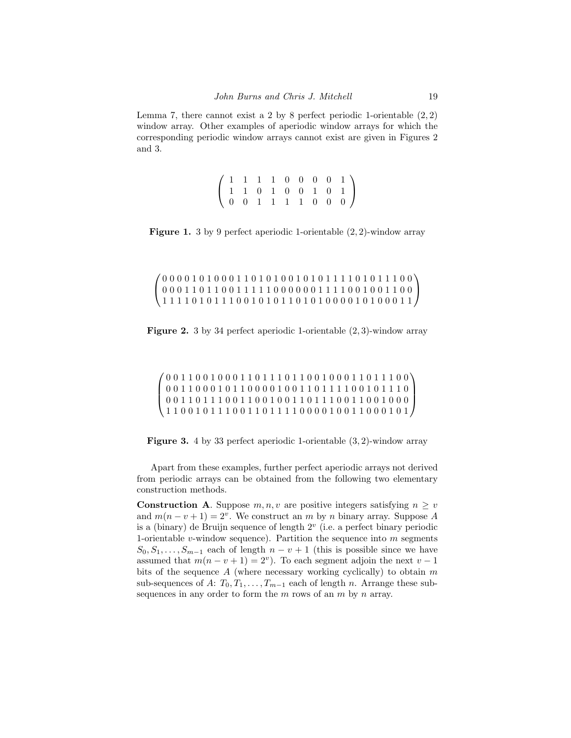Lemma 7, there cannot exist a 2 by 8 perfect periodic 1-orientable $(2,2)$ window array. Other examples of aperiodic window arrays for which the corresponding periodic window arrays cannot exist are given in Figures 2 and 3.

$$\begin{pmatrix} 1 & 1 & 1 & 1 & 0 & 0 & 0 & 0 & 1 \\ 1 & 1 & 0 & 1 & 0 & 0 & 1 & 0 & 1 \\ 0 & 0 & 1 & 1 & 1 & 1 & 0 & 0 & 0 \end{pmatrix}$$

**Figure 1.** 3 by 9 perfect aperiodic 1-orientable $(2,2)$-window array

$$\begin{pmatrix} 0\,0\,0\,0\,1\,0\,1\,0\,0\,0\,1\,1\,0\,1\,0\,1\,0\,0\,1\,0\,1\,0\,1\,1\,1\,1\,0\,1\,0\,1\,1\,1\,0\,0 \\ 0\,0\,0\,1\,1\,0\,1\,1\,0\,0\,1\,1\,1\,1\,1\,0\,0\,0\,0\,0\,0\,1\,1\,1\,1\,0\,0\,1\,0\,0\,1\,1\,0\,0 \\ 1\,1\,1\,1\,0\,1\,0\,1\,1\,1\,0\,0\,1\,0\,1\,0\,1\,1\,0\,1\,0\,1\,0\,0\,0\,0\,1\,0\,1\,0\,0\,0\,1\,1 \end{pmatrix}$$

**Figure 2.** 3 by 34 perfect aperiodic 1-orientable $(2,3)$-window array

$$\begin{pmatrix} 0\,0\,1\,1\,0\,0\,1\,0\,0\,0\,1\,1\,0\,1\,1\,1\,0\,1\,1\,0\,0\,1\,0\,0\,0\,1\,1\,0\,1\,1\,1\,0\,0 \\ 0\,0\,1\,1\,0\,0\,0\,1\,0\,1\,1\,0\,0\,0\,0\,1\,0\,0\,1\,1\,0\,1\,1\,1\,1\,0\,0\,1\,0\,1\,1\,1\,0 \\ 0\,0\,1\,1\,0\,1\,1\,1\,0\,0\,1\,1\,0\,0\,1\,0\,0\,1\,1\,0\,1\,1\,1\,0\,0\,1\,1\,0\,0\,1\,0\,0\,0 \\ 1\,1\,0\,0\,1\,0\,1\,1\,1\,0\,0\,1\,1\,0\,1\,1\,1\,1\,0\,0\,0\,0\,1\,0\,0\,1\,1\,0\,0\,0\,1\,0\,1 \end{pmatrix}$$

**Figure 3.** 4 by 33 perfect aperiodic 1-orientable $(3,2)$-window array

Apart from these examples, further perfect aperiodic arrays not derived from periodic arrays can be obtained from the following two elementary construction methods.

**Construction A**. Suppose $m, n, v$ are positive integers satisfying $n \geq v$ and $m(n-v+1) = 2^v$. We construct an $m$ by $n$ binary array. Suppose $A$ is a (binary) de Bruijn sequence of length $2^v$ (i.e. a perfect binary periodic 1-orientable $v$-window sequence). Partition the sequence into $m$ segments $S_0, S_1, \ldots, S_{m-1}$ each of length $n-v+1$ (this is possible since we have assumed that $m(n-v+1) = 2^v$). To each segment adjoin the next $v-1$ bits of the sequence $A$ (where necessary working cyclically) to obtain $m$ sub-sequences of $A$: $T_0, T_1, \ldots, T_{m-1}$ each of length $n$. Arrange these sub-sequences in any order to form the $m$ rows of an $m$ by $n$ array.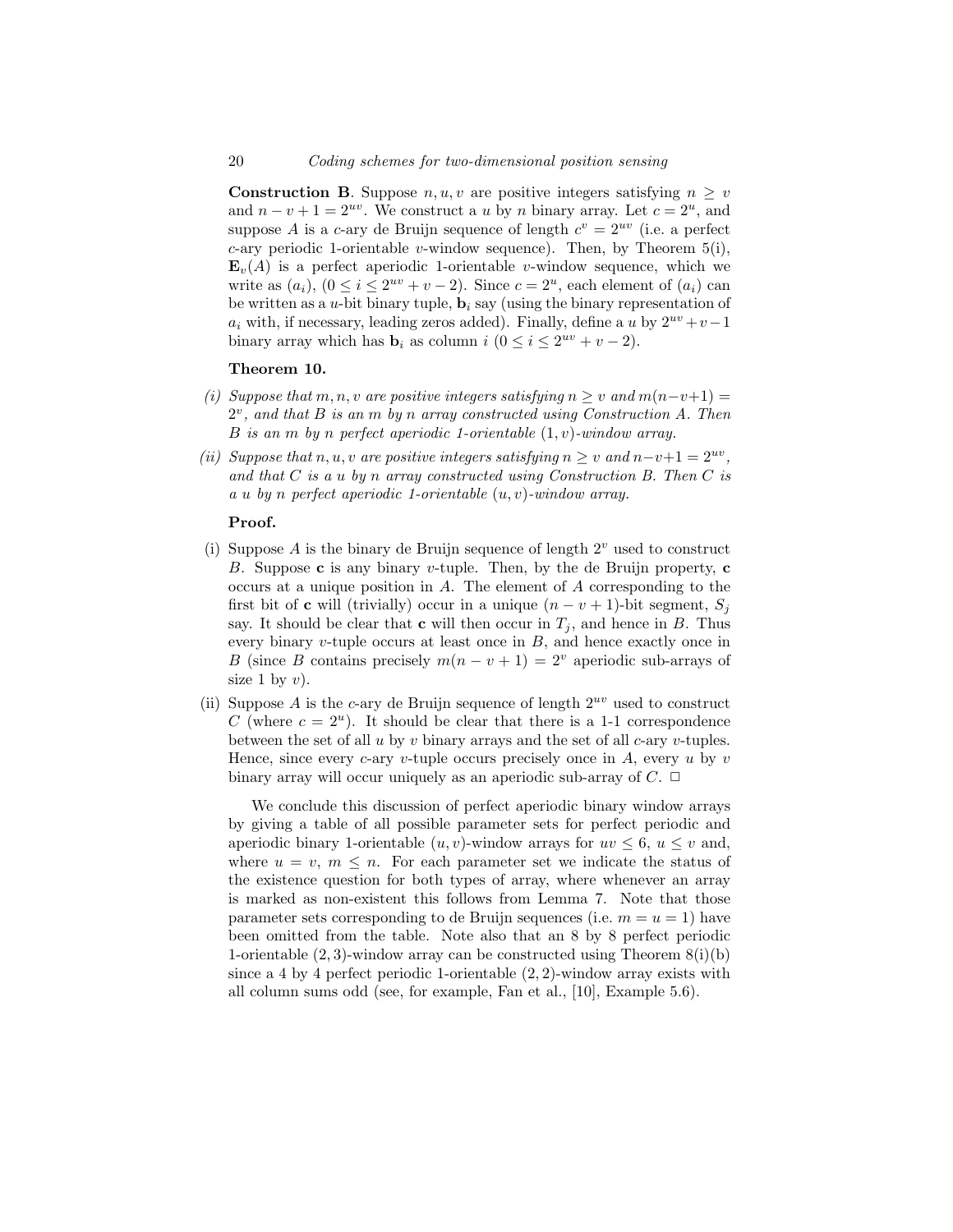**Construction B**. Suppose $n, u, v$ are positive integers satisfying $n \geq v$ and $n - v + 1 = 2^{uv}$. We construct a $u$ by $n$ binary array. Let $c = 2^u$, and suppose $A$ is a $c$-ary de Bruijn sequence of length $c^v = 2^{uv}$ (i.e. a perfect $c$-ary periodic 1-orientable $v$-window sequence). Then, by Theorem 5(i), $\mathbf{E}_v(A)$ is a perfect aperiodic 1-orientable $v$-window sequence, which we write as $(a_i)$, $(0 \leq i \leq 2^{uv} + v - 2)$. Since $c = 2^u$, each element of $(a_i)$ can be written as a $u$-bit binary tuple, $\mathbf{b}_i$ say (using the binary representation of $a_i$ with, if necessary, leading zeros added). Finally, define a $u$ by $2^{uv} + v - 1$ binary array which has $\mathbf{b}_i$ as column $i$ $(0 \leq i \leq 2^{uv} + v - 2)$.

**Theorem 10.**

(i) *Suppose that $m, n, v$ are positive integers satisfying $n \geq v$ and $m(n - v + 1) = 2^v$, and that $B$ is an $m$ by $n$ array constructed using Construction A. Then $B$ is an $m$ by $n$ perfect aperiodic 1-orientable $(1, v)$-window array.*

(ii) *Suppose that $n, u, v$ are positive integers satisfying $n \geq v$ and $n - v + 1 = 2^{uv}$, and that $C$ is a $u$ by $n$ array constructed using Construction B. Then $C$ is a $u$ by $n$ perfect aperiodic 1-orientable $(u, v)$-window array.*

**Proof.**

(i) Suppose $A$ is the binary de Bruijn sequence of length $2^v$ used to construct $B$. Suppose $\mathbf{c}$ is any binary $v$-tuple. Then, by the de Bruijn property, $\mathbf{c}$ occurs at a unique position in $A$. The element of $A$ corresponding to the first bit of $\mathbf{c}$ will (trivially) occur in a unique $(n - v + 1)$-bit segment, $S_j$ say. It should be clear that $\mathbf{c}$ will then occur in $T_j$, and hence in $B$. Thus every binary $v$-tuple occurs at least once in $B$, and hence exactly once in $B$ (since $B$ contains precisely $m(n - v + 1) = 2^v$ aperiodic sub-arrays of size 1 by $v$).

(ii) Suppose $A$ is the $c$-ary de Bruijn sequence of length $2^{uv}$ used to construct $C$ (where $c = 2^u$). It should be clear that there is a 1-1 correspondence between the set of all $u$ by $v$ binary arrays and the set of all $c$-ary $v$-tuples. Hence, since every $c$-ary $v$-tuple occurs precisely once in $A$, every $u$ by $v$ binary array will occur uniquely as an aperiodic sub-array of $C$. □

We conclude this discussion of perfect aperiodic binary window arrays by giving a table of all possible parameter sets for perfect periodic and aperiodic binary 1-orientable $(u, v)$-window arrays for $uv \leq 6$, $u \leq v$ and, where $u = v$, $m \leq n$. For each parameter set we indicate the status of the existence question for both types of array, where whenever an array is marked as non-existent this follows from Lemma 7. Note that those parameter sets corresponding to de Bruijn sequences (i.e. $m = u = 1$) have been omitted from the table. Note also that an 8 by 8 perfect periodic 1-orientable $(2, 3)$-window array can be constructed using Theorem 8(i)(b) since a 4 by 4 perfect periodic 1-orientable $(2, 2)$-window array exists with all column sums odd (see, for example, Fan et al., [10], Example 5.6).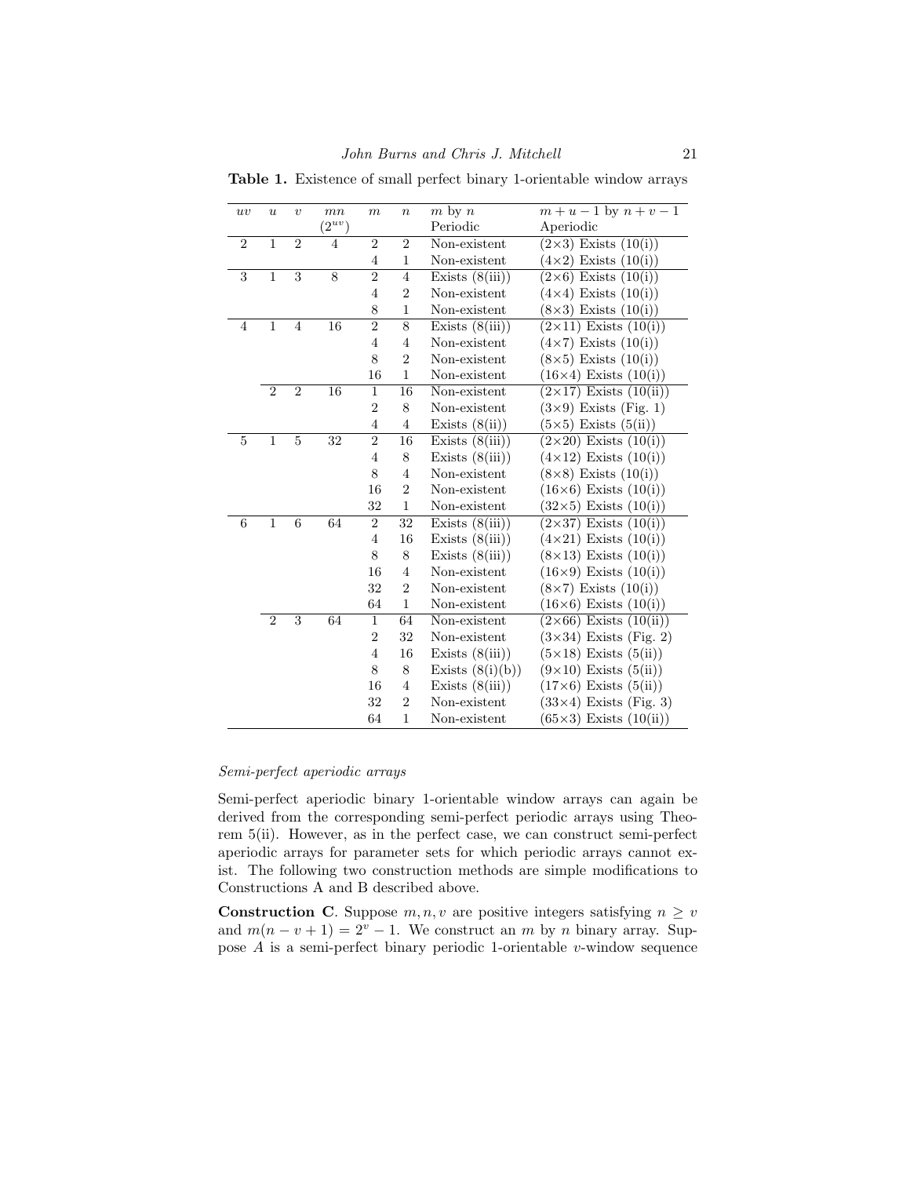**Table 1.** Existence of small perfect binary 1-orientable window arrays

| $uv$ | $u$ | $v$ | $mn$ ($2^{uv}$) | $m$ | $n$ | $m$ by $n$ Periodic | $m+u-1$ by $n+v-1$ Aperiodic |
|---|---|---|---|---|---|---|---|
| 2 | 1 | 2 | 4 | 2 | 2 | Non-existent | (2×3) Exists (10(i)) |
| | | | | 4 | 1 | Non-existent | (4×2) Exists (10(i)) |
| 3 | 1 | 3 | 8 | 2 | 4 | Exists (8(iii)) | (2×6) Exists (10(i)) |
| | | | | 4 | 2 | Non-existent | (4×4) Exists (10(i)) |
| | | | | 8 | 1 | Non-existent | (8×3) Exists (10(i)) |
| 4 | 1 | 4 | 16 | 2 | 8 | Exists (8(iii)) | (2×11) Exists (10(i)) |
| | | | | 4 | 4 | Non-existent | (4×7) Exists (10(i)) |
| | | | | 8 | 2 | Non-existent | (8×5) Exists (10(i)) |
| | | | | 16 | 1 | Non-existent | (16×4) Exists (10(i)) |
| | 2 | 2 | 16 | 1 | 16 | Non-existent | (2×17) Exists (10(ii)) |
| | | | | 2 | 8 | Non-existent | (3×9) Exists (Fig. 1) |
| | | | | 4 | 4 | Exists (8(ii)) | (5×5) Exists (5(ii)) |
| 5 | 1 | 5 | 32 | 2 | 16 | Exists (8(iii)) | (2×20) Exists (10(i)) |
| | | | | 4 | 8 | Exists (8(iii)) | (4×12) Exists (10(i)) |
| | | | | 8 | 4 | Non-existent | (8×8) Exists (10(i)) |
| | | | | 16 | 2 | Non-existent | (16×6) Exists (10(i)) |
| | | | | 32 | 1 | Non-existent | (32×5) Exists (10(i)) |
| 6 | 1 | 6 | 64 | 2 | 32 | Exists (8(iii)) | (2×37) Exists (10(i)) |
| | | | | 4 | 16 | Exists (8(iii)) | (4×21) Exists (10(i)) |
| | | | | 8 | 8 | Exists (8(iii)) | (8×13) Exists (10(i)) |
| | | | | 16 | 4 | Non-existent | (16×9) Exists (10(i)) |
| | | | | 32 | 2 | Non-existent | (8×7) Exists (10(i)) |
| | | | | 64 | 1 | Non-existent | (16×6) Exists (10(i)) |
| | 2 | 3 | 64 | 1 | 64 | Non-existent | (2×66) Exists (10(ii)) |
| | | | | 2 | 32 | Non-existent | (3×34) Exists (Fig. 2) |
| | | | | 4 | 16 | Exists (8(iii)) | (5×18) Exists (5(ii)) |
| | | | | 8 | 8 | Exists (8(i)(b)) | (9×10) Exists (5(ii)) |
| | | | | 16 | 4 | Exists (8(iii)) | (17×6) Exists (5(ii)) |
| | | | | 32 | 2 | Non-existent | (33×4) Exists (Fig. 3) |
| | | | | 64 | 1 | Non-existent | (65×3) Exists (10(ii)) |

*Semi-perfect aperiodic arrays*

Semi-perfect aperiodic binary 1-orientable window arrays can again be derived from the corresponding semi-perfect periodic arrays using Theorem 5(ii). However, as in the perfect case, we can construct semi-perfect aperiodic arrays for parameter sets for which periodic arrays cannot exist. The following two construction methods are simple modifications to Constructions A and B described above.

**Construction C**. Suppose $m, n, v$ are positive integers satisfying $n \geq v$ and $m(n-v+1) = 2^v - 1$. We construct an $m$ by $n$ binary array. Suppose $A$ is a semi-perfect binary periodic 1-orientable $v$-window sequence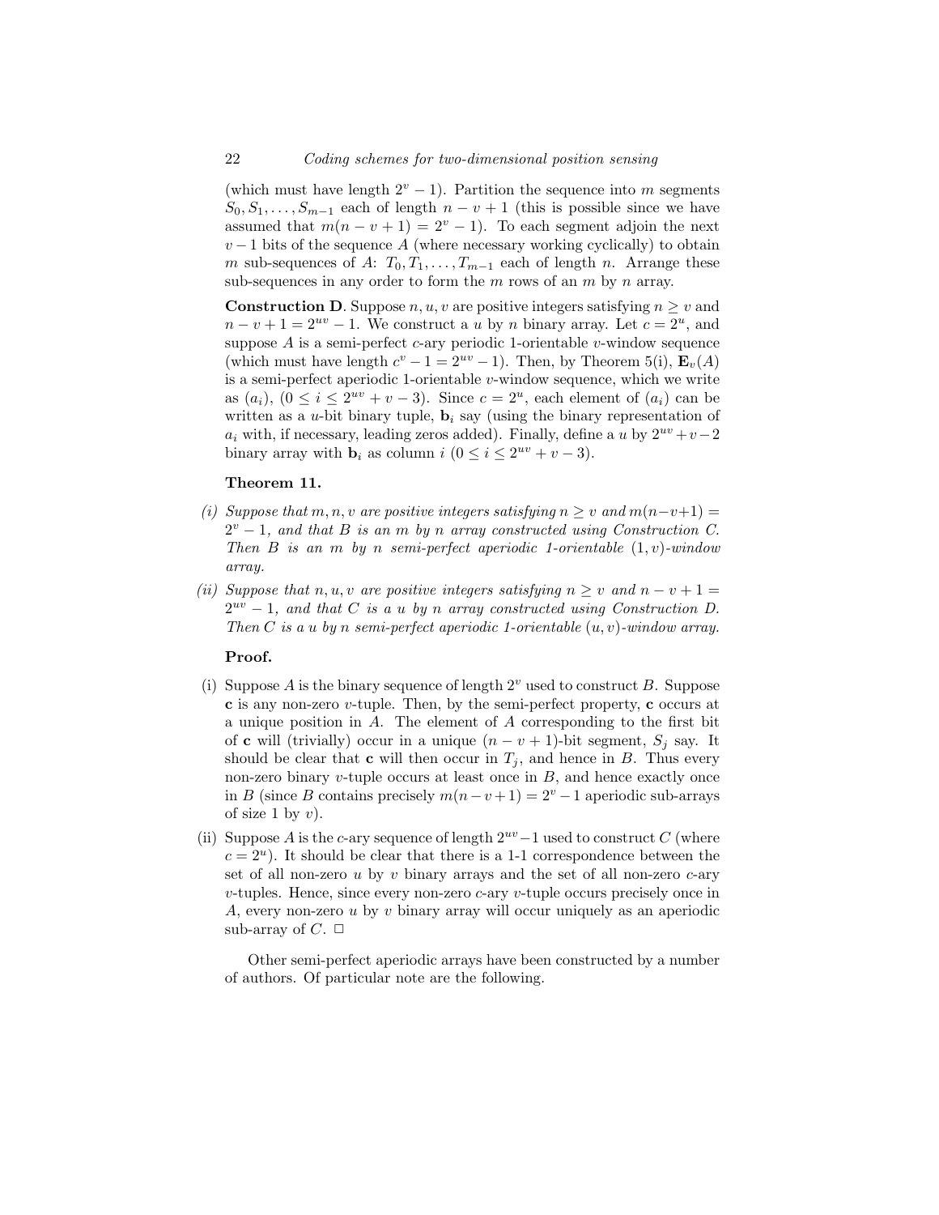(which must have length $2^v - 1$). Partition the sequence into $m$ segments $S_0, S_1, \ldots, S_{m-1}$ each of length $n - v + 1$ (this is possible since we have assumed that $m(n - v + 1) = 2^v - 1$). To each segment adjoin the next $v - 1$ bits of the sequence $A$ (where necessary working cyclically) to obtain $m$ sub-sequences of $A$: $T_0, T_1, \ldots, T_{m-1}$ each of length $n$. Arrange these sub-sequences in any order to form the $m$ rows of an $m$ by $n$ array.

**Construction D**. Suppose $n, u, v$ are positive integers satisfying $n \geq v$ and $n - v + 1 = 2^{uv} - 1$. We construct a $u$ by $n$ binary array. Let $c = 2^u$, and suppose $A$ is a semi-perfect $c$-ary periodic 1-orientable $v$-window sequence (which must have length $c^v - 1 = 2^{uv} - 1$). Then, by Theorem 5(i), $\mathbf{E}_v(A)$ is a semi-perfect aperiodic 1-orientable $v$-window sequence, which we write as $(a_i)$, $(0 \leq i \leq 2^{uv} + v - 3)$. Since $c = 2^u$, each element of $(a_i)$ can be written as a $u$-bit binary tuple, $\mathbf{b}_i$ say (using the binary representation of $a_i$ with, if necessary, leading zeros added). Finally, define a $u$ by $2^{uv} + v - 2$ binary array with $\mathbf{b}_i$ as column $i$ $(0 \leq i \leq 2^{uv} + v - 3)$.

**Theorem 11.**

*(i) Suppose that $m, n, v$ are positive integers satisfying $n \geq v$ and $m(n-v+1) = 2^v - 1$, and that $B$ is an $m$ by $n$ array constructed using Construction C. Then $B$ is an $m$ by $n$ semi-perfect aperiodic 1-orientable $(1, v)$-window array.*

*(ii) Suppose that $n, u, v$ are positive integers satisfying $n \geq v$ and $n - v + 1 = 2^{uv} - 1$, and that $C$ is a $u$ by $n$ array constructed using Construction D. Then $C$ is a $u$ by $n$ semi-perfect aperiodic 1-orientable $(u, v)$-window array.*

**Proof.**

(i) Suppose $A$ is the binary sequence of length $2^v$ used to construct $B$. Suppose $\mathbf{c}$ is any non-zero $v$-tuple. Then, by the semi-perfect property, $\mathbf{c}$ occurs at a unique position in $A$. The element of $A$ corresponding to the first bit of $\mathbf{c}$ will (trivially) occur in a unique $(n - v + 1)$-bit segment, $S_j$ say. It should be clear that $\mathbf{c}$ will then occur in $T_j$, and hence in $B$. Thus every non-zero binary $v$-tuple occurs at least once in $B$, and hence exactly once in $B$ (since $B$ contains precisely $m(n-v+1) = 2^v - 1$ aperiodic sub-arrays of size 1 by $v$).

(ii) Suppose $A$ is the $c$-ary sequence of length $2^{uv} - 1$ used to construct $C$ (where $c = 2^u$). It should be clear that there is a 1-1 correspondence between the set of all non-zero $u$ by $v$ binary arrays and the set of all non-zero $c$-ary $v$-tuples. Hence, since every non-zero $c$-ary $v$-tuple occurs precisely once in $A$, every non-zero $u$ by $v$ binary array will occur uniquely as an aperiodic sub-array of $C$. □

Other semi-perfect aperiodic arrays have been constructed by a number of authors. Of particular note are the following.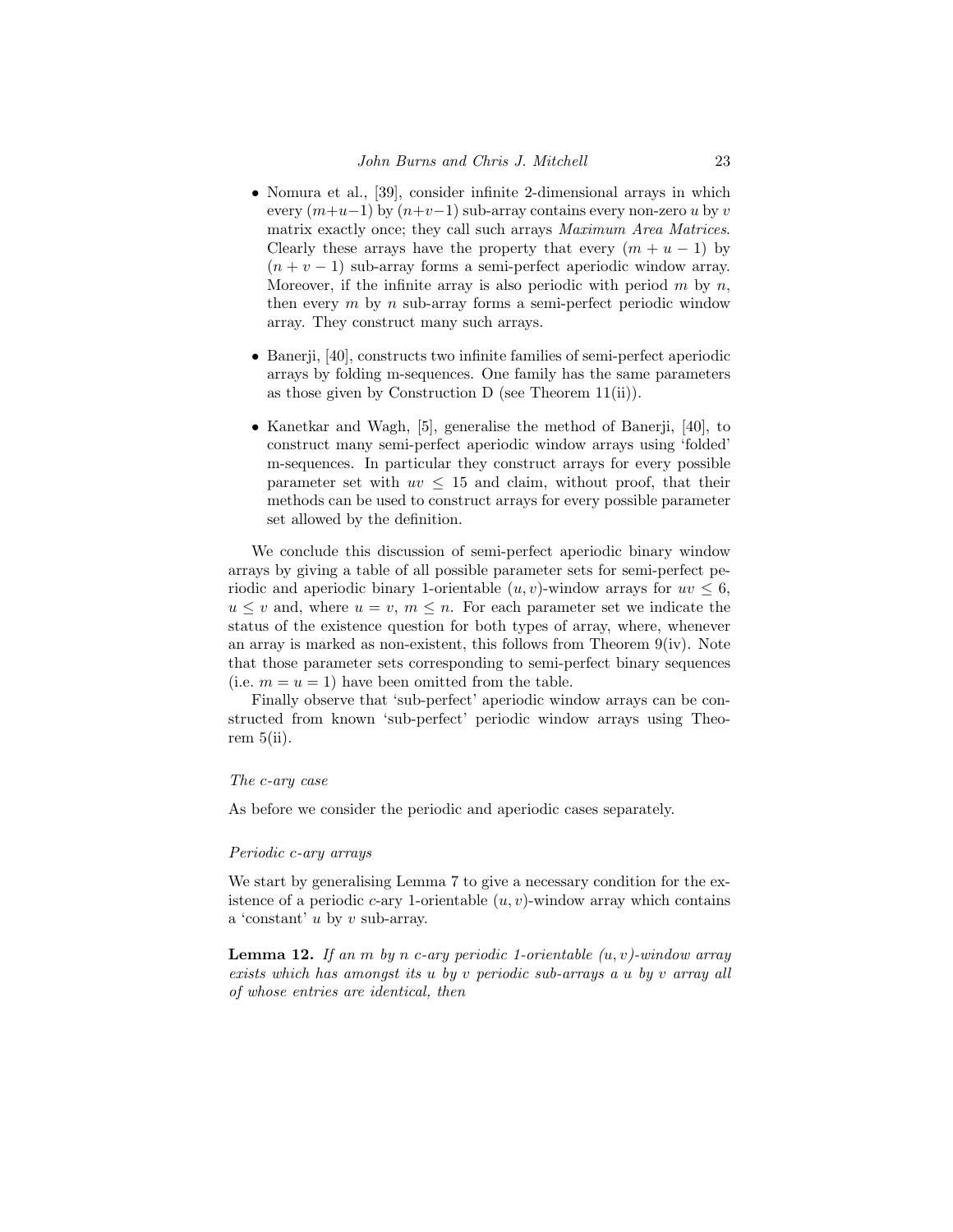- Nomura et al., [39], consider infinite 2-dimensional arrays in which every $(m+u-1)$ by $(n+v-1)$ sub-array contains every non-zero $u$ by $v$ matrix exactly once; they call such arrays *Maximum Area Matrices*. Clearly these arrays have the property that every $(m+u-1)$ by $(n+v-1)$ sub-array forms a semi-perfect aperiodic window array. Moreover, if the infinite array is also periodic with period $m$ by $n$, then every $m$ by $n$ sub-array forms a semi-perfect periodic window array. They construct many such arrays.

- Banerji, [40], constructs two infinite families of semi-perfect aperiodic arrays by folding m-sequences. One family has the same parameters as those given by Construction D (see Theorem 11(ii)).

- Kanetkar and Wagh, [5], generalise the method of Banerji, [40], to construct many semi-perfect aperiodic window arrays using 'folded' m-sequences. In particular they construct arrays for every possible parameter set with $uv \leq 15$ and claim, without proof, that their methods can be used to construct arrays for every possible parameter set allowed by the definition.

We conclude this discussion of semi-perfect aperiodic binary window arrays by giving a table of all possible parameter sets for semi-perfect periodic and aperiodic binary 1-orientable $(u, v)$-window arrays for $uv \leq 6$, $u \leq v$ and, where $u = v$, $m \leq n$. For each parameter set we indicate the status of the existence question for both types of array, where, whenever an array is marked as non-existent, this follows from Theorem 9(iv). Note that those parameter sets corresponding to semi-perfect binary sequences (i.e. $m = u = 1$) have been omitted from the table.

Finally observe that 'sub-perfect' aperiodic window arrays can be constructed from known 'sub-perfect' periodic window arrays using Theorem 5(ii).

*The c-ary case*

As before we consider the periodic and aperiodic cases separately.

*Periodic c-ary arrays*

We start by generalising Lemma 7 to give a necessary condition for the existence of a periodic $c$-ary 1-orientable $(u, v)$-window array which contains a 'constant' $u$ by $v$ sub-array.

**Lemma 12.** *If an $m$ by $n$ $c$-ary periodic 1-orientable $(u, v)$-window array exists which has amongst its $u$ by $v$ periodic sub-arrays a $u$ by $v$ array all of whose entries are identical, then*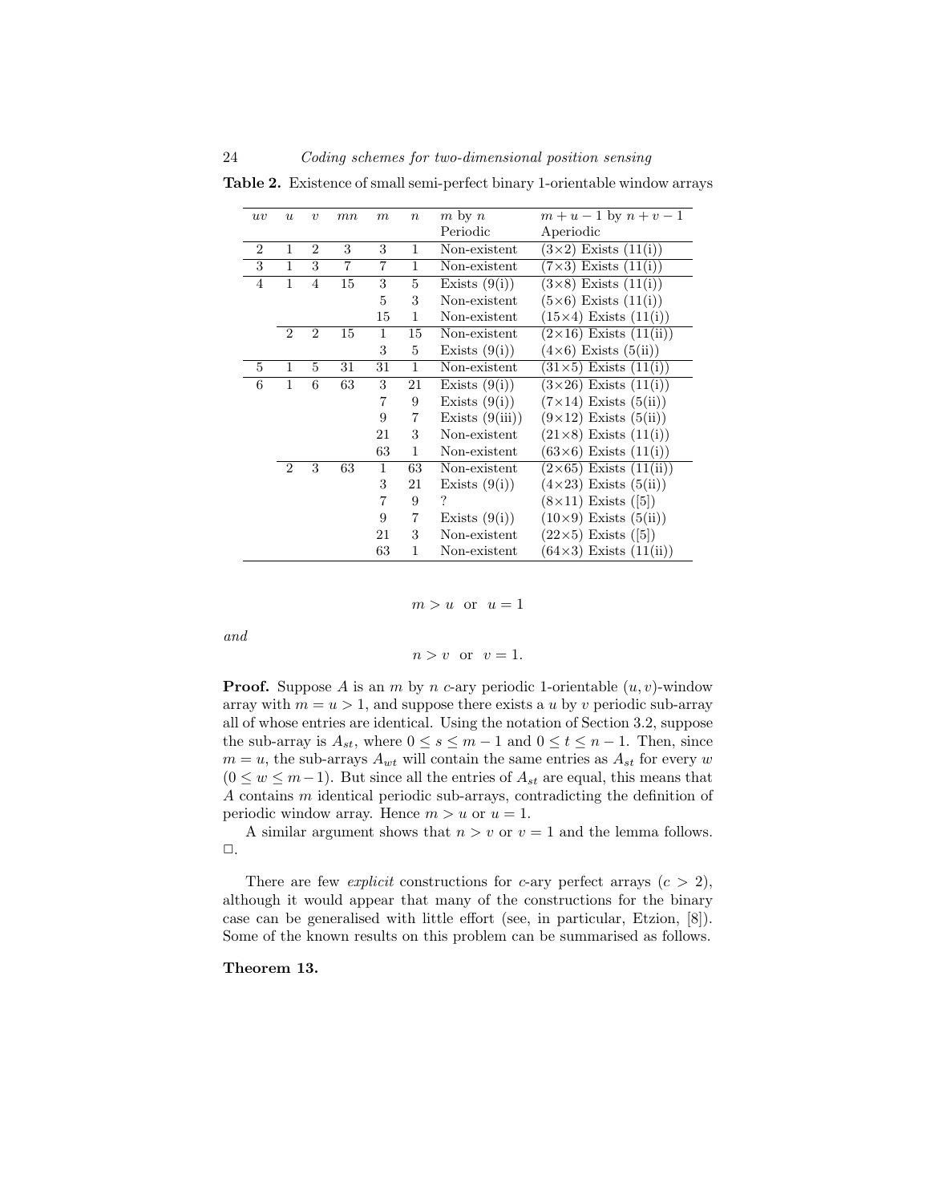**Table 2.** Existence of small semi-perfect binary 1-orientable window arrays

| $uv$ | $u$ | $v$ | $mn$ | $m$ | $n$ | $m$ by $n$ Periodic | $m+u-1$ by $n+v-1$ Aperiodic |
|---|---|---|---|---|---|---|---|
| 2 | 1 | 2 | 3 | 3 | 1 | Non-existent | (3×2) Exists (11(i)) |
| 3 | 1 | 3 | 7 | 7 | 1 | Non-existent | (7×3) Exists (11(i)) |
| 4 | 1 | 4 | 15 | 3 | 5 | Exists (9(i)) | (3×8) Exists (11(i)) |
| | | | | 5 | 3 | Non-existent | (5×6) Exists (11(i)) |
| | | | | 15 | 1 | Non-existent | (15×4) Exists (11(i)) |
| | 2 | 2 | 15 | 1 | 15 | Non-existent | (2×16) Exists (11(ii)) |
| | | | | 3 | 5 | Exists (9(i)) | (4×6) Exists (5(ii)) |
| 5 | 1 | 5 | 31 | 31 | 1 | Non-existent | (31×5) Exists (11(i)) |
| 6 | 1 | 6 | 63 | 3 | 21 | Exists (9(i)) | (3×26) Exists (11(i)) |
| | | | | 7 | 9 | Exists (9(i)) | (7×14) Exists (5(ii)) |
| | | | | 9 | 7 | Exists (9(iii)) | (9×12) Exists (5(ii)) |
| | | | | 21 | 3 | Non-existent | (21×8) Exists (11(i)) |
| | | | | 63 | 1 | Non-existent | (63×6) Exists (11(i)) |
| | 2 | 3 | 63 | 1 | 63 | Non-existent | (2×65) Exists (11(ii)) |
| | | | | 3 | 21 | Exists (9(i)) | (4×23) Exists (5(ii)) |
| | | | | 7 | 9 | ? | (8×11) Exists ([5]) |
| | | | | 9 | 7 | Exists (9(i)) | (10×9) Exists (5(ii)) |
| | | | | 21 | 3 | Non-existent | (22×5) Exists ([5]) |
| | | | | 63 | 1 | Non-existent | (64×3) Exists (11(ii)) |

$$m > u \;\text{ or }\; u = 1$$

*and*

$$n > v \;\text{ or }\; v = 1.$$

**Proof.** Suppose $A$ is an $m$ by $n$ $c$-ary periodic 1-orientable $(u,v)$-window array with $m = u > 1$, and suppose there exists a $u$ by $v$ periodic sub-array all of whose entries are identical. Using the notation of Section 3.2, suppose the sub-array is $A_{st}$, where $0 \leq s \leq m-1$ and $0 \leq t \leq n-1$. Then, since $m = u$, the sub-arrays $A_{wt}$ will contain the same entries as $A_{st}$ for every $w$ $(0 \leq w \leq m-1)$. But since all the entries of $A_{st}$ are equal, this means that $A$ contains $m$ identical periodic sub-arrays, contradicting the definition of periodic window array. Hence $m > u$ or $u = 1$.

A similar argument shows that $n > v$ or $v = 1$ and the lemma follows. □.

There are few *explicit* constructions for $c$-ary perfect arrays $(c > 2)$, although it would appear that many of the constructions for the binary case can be generalised with little effort (see, in particular, Etzion, [8]). Some of the known results on this problem can be summarised as follows.

**Theorem 13.**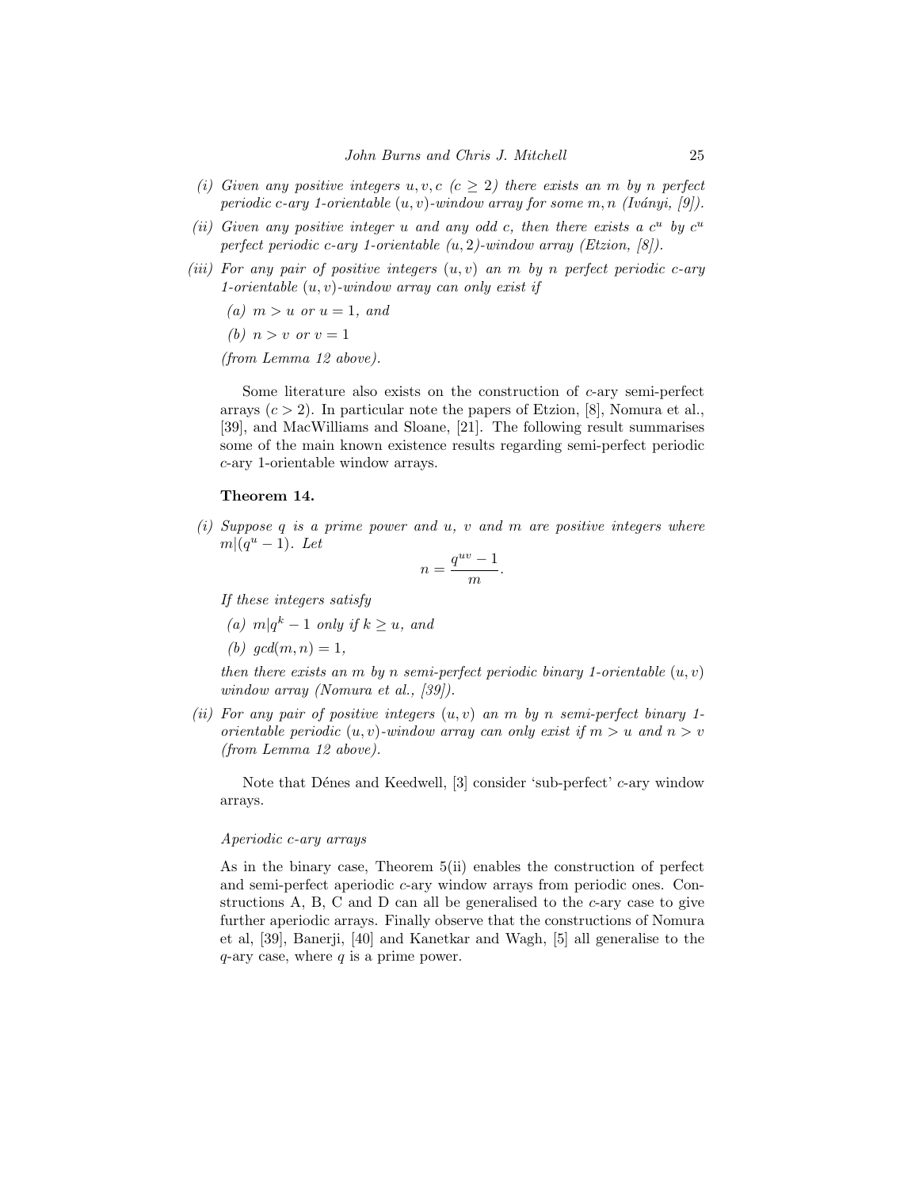(i) *Given any positive integers $u, v, c$ ($c \geq 2$) there exists an $m$ by $n$ perfect periodic $c$-ary 1-orientable $(u, v)$-window array for some $m, n$ (Iványi, [9]).*

(ii) *Given any positive integer $u$ and any odd $c$, then there exists a $c^u$ by $c^u$ perfect periodic $c$-ary 1-orientable $(u, 2)$-window array (Etzion, [8]).*

(iii) *For any pair of positive integers $(u, v)$ an $m$ by $n$ perfect periodic $c$-ary 1-orientable $(u, v)$-window array can only exist if*

   *(a) $m > u$ or $u = 1$, and*

   *(b) $n > v$ or $v = 1$*

   *(from Lemma 12 above).*

Some literature also exists on the construction of $c$-ary semi-perfect arrays ($c > 2$). In particular note the papers of Etzion, [8], Nomura et al., [39], and MacWilliams and Sloane, [21]. The following result summarises some of the main known existence results regarding semi-perfect periodic $c$-ary 1-orientable window arrays.

**Theorem 14.**

(i) *Suppose $q$ is a prime power and $u$, $v$ and $m$ are positive integers where $m|(q^u - 1)$. Let*

$$n = \frac{q^{uv} - 1}{m}.$$

   *If these integers satisfy*

   *(a) $m|q^k - 1$ only if $k \geq u$, and*

   *(b) $gcd(m, n) = 1$,*

   *then there exists an $m$ by $n$ semi-perfect periodic binary 1-orientable $(u, v)$ window array (Nomura et al., [39]).*

(ii) *For any pair of positive integers $(u, v)$ an $m$ by $n$ semi-perfect binary 1-orientable periodic $(u, v)$-window array can only exist if $m > u$ and $n > v$ (from Lemma 12 above).*

Note that Dénes and Keedwell, [3] consider 'sub-perfect' $c$-ary window arrays.

*Aperiodic c-ary arrays*

As in the binary case, Theorem 5(ii) enables the construction of perfect and semi-perfect aperiodic $c$-ary window arrays from periodic ones. Constructions A, B, C and D can all be generalised to the $c$-ary case to give further aperiodic arrays. Finally observe that the constructions of Nomura et al, [39], Banerji, [40] and Kanetkar and Wagh, [5] all generalise to the $q$-ary case, where $q$ is a prime power.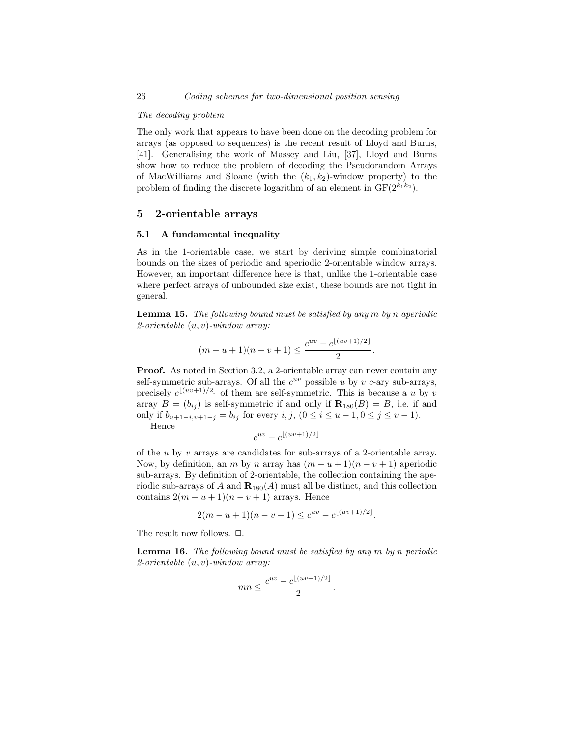*The decoding problem*

The only work that appears to have been done on the decoding problem for arrays (as opposed to sequences) is the recent result of Lloyd and Burns, [41]. Generalising the work of Massey and Liu, [37], Lloyd and Burns show how to reduce the problem of decoding the Pseudorandom Arrays of MacWilliams and Sloane (with the $(k_1, k_2)$-window property) to the problem of finding the discrete logarithm of an element in $\mathrm{GF}(2^{k_1 k_2})$.

## 5 2-orientable arrays

### 5.1 A fundamental inequality

As in the 1-orientable case, we start by deriving simple combinatorial bounds on the sizes of periodic and aperiodic 2-orientable window arrays. However, an important difference here is that, unlike the 1-orientable case where perfect arrays of unbounded size exist, these bounds are not tight in general.

**Lemma 15.** *The following bound must be satisfied by any $m$ by $n$ aperiodic 2-orientable $(u, v)$-window array:*

$$(m-u+1)(n-v+1) \leq \frac{c^{uv} - c^{\lfloor (uv+1)/2 \rfloor}}{2}.$$

**Proof.** As noted in Section 3.2, a 2-orientable array can never contain any self-symmetric sub-arrays. Of all the $c^{uv}$ possible $u$ by $v$ $c$-ary sub-arrays, precisely $c^{\lfloor (uv+1)/2 \rfloor}$ of them are self-symmetric. This is because a $u$ by $v$ array $B = (b_{ij})$ is self-symmetric if and only if $\mathbf{R}_{180}(B) = B$, i.e. if and only if $b_{u+1-i, v+1-j} = b_{ij}$ for every $i, j$, $(0 \leq i \leq u-1, 0 \leq j \leq v-1)$.

Hence

$$c^{uv} - c^{\lfloor (uv+1)/2 \rfloor}$$

of the $u$ by $v$ arrays are candidates for sub-arrays of a 2-orientable array. Now, by definition, an $m$ by $n$ array has $(m-u+1)(n-v+1)$ aperiodic sub-arrays. By definition of 2-orientable, the collection containing the aperiodic sub-arrays of $A$ and $\mathbf{R}_{180}(A)$ must all be distinct, and this collection contains $2(m-u+1)(n-v+1)$ arrays. Hence

$$2(m-u+1)(n-v+1) \leq c^{uv} - c^{\lfloor (uv+1)/2 \rfloor}.$$

The result now follows. $\square$.

**Lemma 16.** *The following bound must be satisfied by any $m$ by $n$ periodic 2-orientable $(u, v)$-window array:*

$$mn \leq \frac{c^{uv} - c^{\lfloor (uv+1)/2 \rfloor}}{2}.$$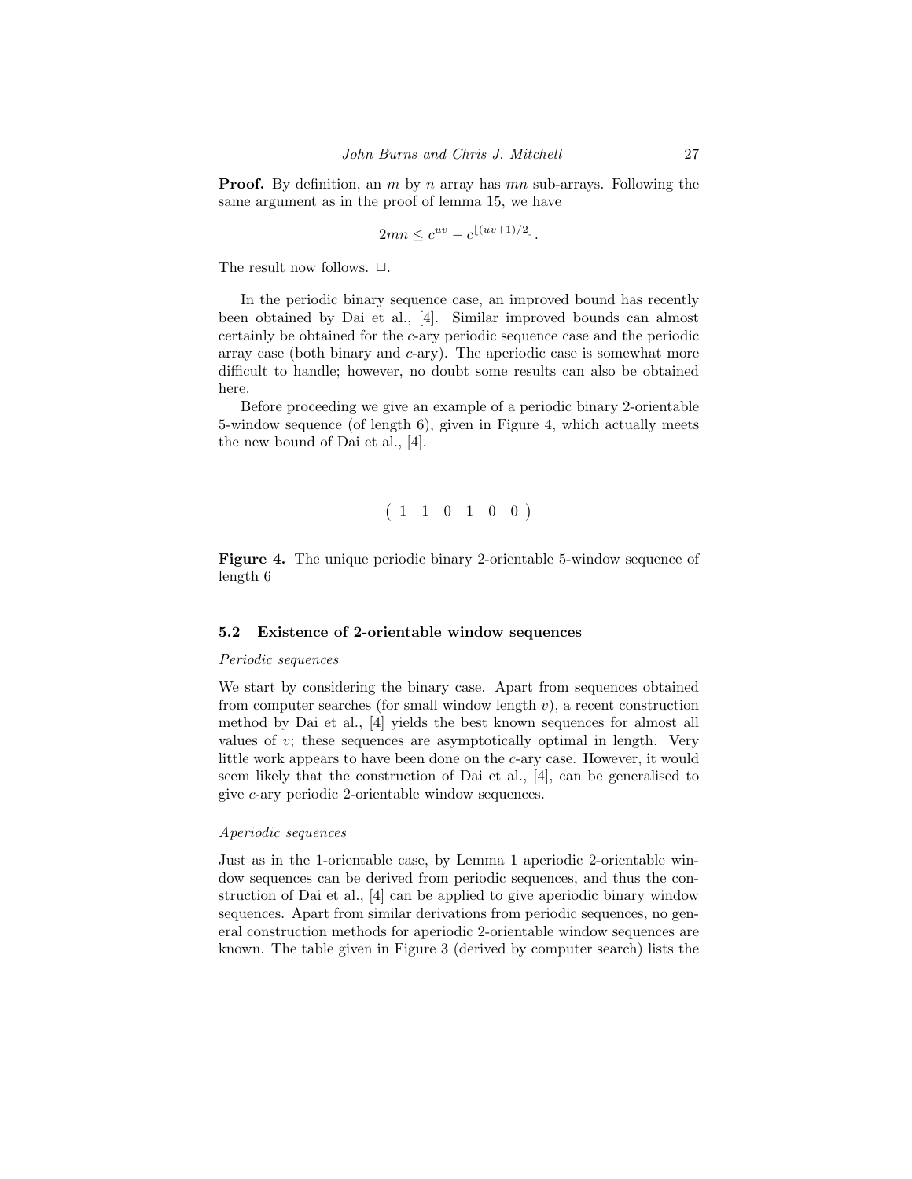**Proof.** By definition, an $m$ by $n$ array has $mn$ sub-arrays. Following the same argument as in the proof of lemma 15, we have

$$2mn \leq c^{uv} - c^{\lfloor (uv+1)/2 \rfloor}.$$

The result now follows. $\Box$.

In the periodic binary sequence case, an improved bound has recently been obtained by Dai et al., [4]. Similar improved bounds can almost certainly be obtained for the $c$-ary periodic sequence case and the periodic array case (both binary and $c$-ary). The aperiodic case is somewhat more difficult to handle; however, no doubt some results can also be obtained here.

Before proceeding we give an example of a periodic binary 2-orientable 5-window sequence (of length 6), given in Figure 4, which actually meets the new bound of Dai et al., [4].

$$\begin{pmatrix} 1 & 1 & 0 & 1 & 0 & 0 \end{pmatrix}$$

**Figure 4.** The unique periodic binary 2-orientable 5-window sequence of length 6

### 5.2 Existence of 2-orientable window sequences

*Periodic sequences*

We start by considering the binary case. Apart from sequences obtained from computer searches (for small window length $v$), a recent construction method by Dai et al., [4] yields the best known sequences for almost all values of $v$; these sequences are asymptotically optimal in length. Very little work appears to have been done on the $c$-ary case. However, it would seem likely that the construction of Dai et al., [4], can be generalised to give $c$-ary periodic 2-orientable window sequences.

*Aperiodic sequences*

Just as in the 1-orientable case, by Lemma 1 aperiodic 2-orientable window sequences can be derived from periodic sequences, and thus the construction of Dai et al., [4] can be applied to give aperiodic binary window sequences. Apart from similar derivations from periodic sequences, no general construction methods for aperiodic 2-orientable window sequences are known. The table given in Figure 3 (derived by computer search) lists the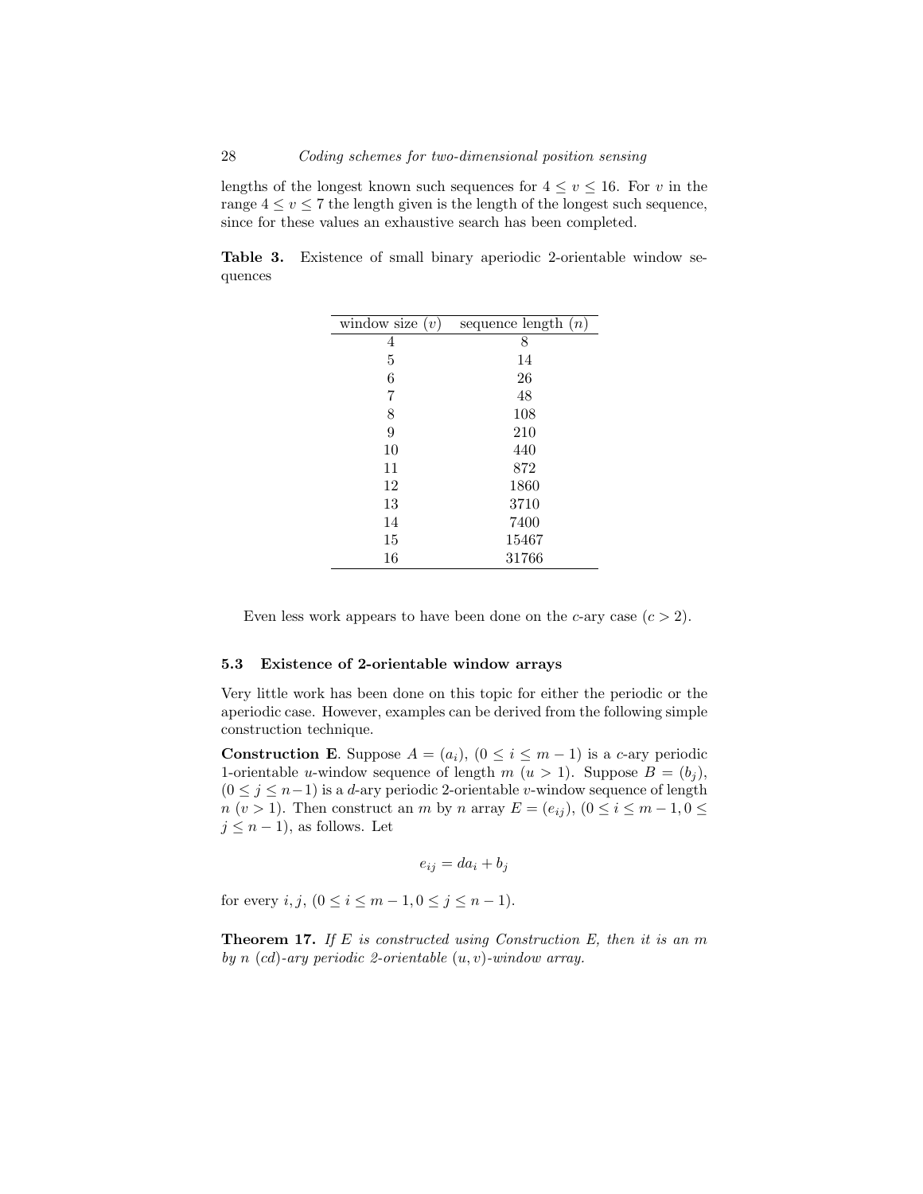lengths of the longest known such sequences for $4 \leq v \leq 16$. For $v$ in the range $4 \leq v \leq 7$ the length given is the length of the longest such sequence, since for these values an exhaustive search has been completed.

**Table 3.** Existence of small binary aperiodic 2-orientable window sequences

| window size ($v$) | sequence length ($n$) |
|---|---|
| 4 | 8 |
| 5 | 14 |
| 6 | 26 |
| 7 | 48 |
| 8 | 108 |
| 9 | 210 |
| 10 | 440 |
| 11 | 872 |
| 12 | 1860 |
| 13 | 3710 |
| 14 | 7400 |
| 15 | 15467 |
| 16 | 31766 |

Even less work appears to have been done on the $c$-ary case ($c > 2$).

### 5.3 Existence of 2-orientable window arrays

Very little work has been done on this topic for either the periodic or the aperiodic case. However, examples can be derived from the following simple construction technique.

**Construction E**. Suppose $A = (a_i)$, $(0 \leq i \leq m-1)$ is a $c$-ary periodic 1-orientable $u$-window sequence of length $m$ $(u > 1)$. Suppose $B = (b_j)$, $(0 \leq j \leq n-1)$ is a $d$-ary periodic 2-orientable $v$-window sequence of length $n$ $(v > 1)$. Then construct an $m$ by $n$ array $E = (e_{ij})$, $(0 \leq i \leq m-1, 0 \leq j \leq n-1)$, as follows. Let

$$e_{ij} = da_i + b_j$$

for every $i, j$, $(0 \leq i \leq m-1, 0 \leq j \leq n-1)$.

**Theorem 17.** *If $E$ is constructed using Construction E, then it is an $m$ by $n$ $(cd)$-ary periodic 2-orientable $(u, v)$-window array.*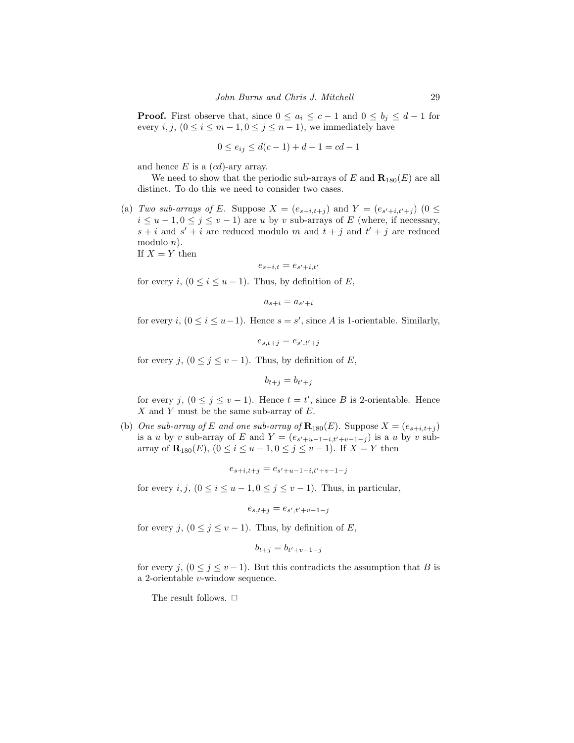**Proof.** First observe that, since $0 \leq a_i \leq c-1$ and $0 \leq b_j \leq d-1$ for every $i, j$, $(0 \leq i \leq m-1, 0 \leq j \leq n-1)$, we immediately have

$$0 \leq e_{ij} \leq d(c-1) + d - 1 = cd - 1$$

and hence $E$ is a $(cd)$-ary array.

We need to show that the periodic sub-arrays of $E$ and $\mathbf{R}_{180}(E)$ are all distinct. To do this we need to consider two cases.

(a) *Two sub-arrays of $E$.* Suppose $X = (e_{s+i,t+j})$ and $Y = (e_{s'+i,t'+j})$ $(0 \leq i \leq u-1, 0 \leq j \leq v-1)$ are $u$ by $v$ sub-arrays of $E$ (where, if necessary, $s+i$ and $s'+i$ are reduced modulo $m$ and $t+j$ and $t'+j$ are reduced modulo $n$).
If $X = Y$ then

$$e_{s+i,t} = e_{s'+i,t'}$$

for every $i$, $(0 \leq i \leq u-1)$. Thus, by definition of $E$,

$$a_{s+i} = a_{s'+i}$$

for every $i$, $(0 \leq i \leq u-1)$. Hence $s = s'$, since $A$ is 1-orientable. Similarly,

$$e_{s,t+j} = e_{s',t'+j}$$

for every $j$, $(0 \leq j \leq v-1)$. Thus, by definition of $E$,

$$b_{t+j} = b_{t'+j}$$

for every $j$, $(0 \leq j \leq v-1)$. Hence $t = t'$, since $B$ is 2-orientable. Hence $X$ and $Y$ must be the same sub-array of $E$.

(b) *One sub-array of $E$ and one sub-array of $\mathbf{R}_{180}(E)$.* Suppose $X = (e_{s+i,t+j})$ is a $u$ by $v$ sub-array of $E$ and $Y = (e_{s'+u-1-i,t'+v-1-j})$ is a $u$ by $v$ sub-array of $\mathbf{R}_{180}(E)$, $(0 \leq i \leq u-1, 0 \leq j \leq v-1)$. If $X = Y$ then

$$e_{s+i,t+j} = e_{s'+u-1-i,t'+v-1-j}$$

for every $i, j$, $(0 \leq i \leq u-1, 0 \leq j \leq v-1)$. Thus, in particular,

$$e_{s,t+j} = e_{s',t'+v-1-j}$$

for every $j$, $(0 \leq j \leq v-1)$. Thus, by definition of $E$,

$$b_{t+j} = b_{t'+v-1-j}$$

for every $j$, $(0 \leq j \leq v-1)$. But this contradicts the assumption that $B$ is a 2-orientable $v$-window sequence.

The result follows. □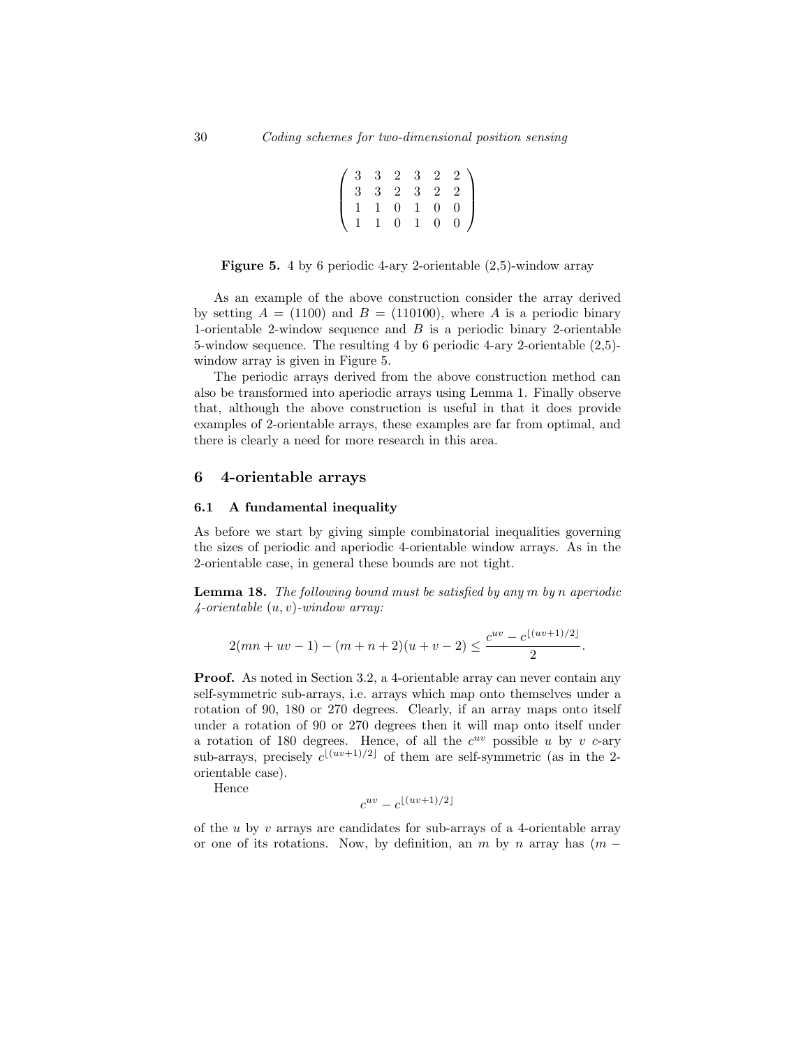$$\begin{pmatrix} 3 & 3 & 2 & 3 & 2 & 2 \\ 3 & 3 & 2 & 3 & 2 & 2 \\ 1 & 1 & 0 & 1 & 0 & 0 \\ 1 & 1 & 0 & 1 & 0 & 0 \end{pmatrix}$$

**Figure 5.** 4 by 6 periodic 4-ary 2-orientable (2,5)-window array

As an example of the above construction consider the array derived by setting $A = (1100)$ and $B = (110100)$, where $A$ is a periodic binary 1-orientable 2-window sequence and $B$ is a periodic binary 2-orientable 5-window sequence. The resulting 4 by 6 periodic 4-ary 2-orientable (2,5)-window array is given in Figure 5.

The periodic arrays derived from the above construction method can also be transformed into aperiodic arrays using Lemma 1. Finally observe that, although the above construction is useful in that it does provide examples of 2-orientable arrays, these examples are far from optimal, and there is clearly a need for more research in this area.

## 6 4-orientable arrays

### 6.1 A fundamental inequality

As before we start by giving simple combinatorial inequalities governing the sizes of periodic and aperiodic 4-orientable window arrays. As in the 2-orientable case, in general these bounds are not tight.

**Lemma 18.** *The following bound must be satisfied by any $m$ by $n$ aperiodic 4-orientable $(u, v)$-window array:*

$$2(mn + uv - 1) - (m + n + 2)(u + v - 2) \leq \frac{c^{uv} - c^{\lfloor (uv+1)/2 \rfloor}}{2}.$$

**Proof.** As noted in Section 3.2, a 4-orientable array can never contain any self-symmetric sub-arrays, i.e. arrays which map onto themselves under a rotation of 90, 180 or 270 degrees. Clearly, if an array maps onto itself under a rotation of 90 or 270 degrees then it will map onto itself under a rotation of 180 degrees. Hence, of all the $c^{uv}$ possible $u$ by $v$ $c$-ary sub-arrays, precisely $c^{\lfloor (uv+1)/2 \rfloor}$ of them are self-symmetric (as in the 2-orientable case).

Hence

$$c^{uv} - c^{\lfloor (uv+1)/2 \rfloor}$$

of the $u$ by $v$ arrays are candidates for sub-arrays of a 4-orientable array or one of its rotations. Now, by definition, an $m$ by $n$ array has $(m -$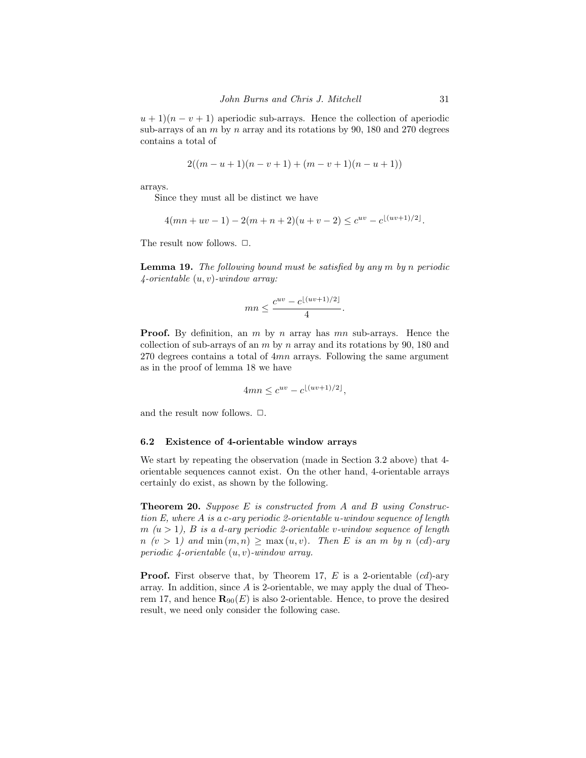$u+1)(n-v+1)$ aperiodic sub-arrays. Hence the collection of aperiodic sub-arrays of an $m$ by $n$ array and its rotations by 90, 180 and 270 degrees contains a total of

$$2((m-u+1)(n-v+1)+(m-v+1)(n-u+1))$$

arrays.

Since they must all be distinct we have

$$4(mn+uv-1)-2(m+n+2)(u+v-2) \leq c^{uv} - c^{\lfloor (uv+1)/2 \rfloor}.$$

The result now follows. □.

**Lemma 19.** *The following bound must be satisfied by any $m$ by $n$ periodic 4-orientable $(u,v)$-window array:*

$$mn \leq \frac{c^{uv} - c^{\lfloor (uv+1)/2 \rfloor}}{4}.$$

**Proof.** By definition, an $m$ by $n$ array has $mn$ sub-arrays. Hence the collection of sub-arrays of an $m$ by $n$ array and its rotations by 90, 180 and 270 degrees contains a total of $4mn$ arrays. Following the same argument as in the proof of lemma 18 we have

$$4mn \leq c^{uv} - c^{\lfloor (uv+1)/2 \rfloor},$$

and the result now follows. □.

### 6.2 Existence of 4-orientable window arrays

We start by repeating the observation (made in Section 3.2 above) that 4-orientable sequences cannot exist. On the other hand, 4-orientable arrays certainly do exist, as shown by the following.

**Theorem 20.** *Suppose $E$ is constructed from $A$ and $B$ using Construction E, where $A$ is a $c$-ary periodic 2-orientable $u$-window sequence of length $m$ ($u > 1$), $B$ is a $d$-ary periodic 2-orientable $v$-window sequence of length $n$ ($v > 1$) and $\min(m,n) \geq \max(u,v)$. Then $E$ is an $m$ by $n$ $(cd)$-ary periodic 4-orientable $(u,v)$-window array.*

**Proof.** First observe that, by Theorem 17, $E$ is a 2-orientable $(cd)$-ary array. In addition, since $A$ is 2-orientable, we may apply the dual of Theorem 17, and hence $\mathbf{R}_{90}(E)$ is also 2-orientable. Hence, to prove the desired result, we need only consider the following case.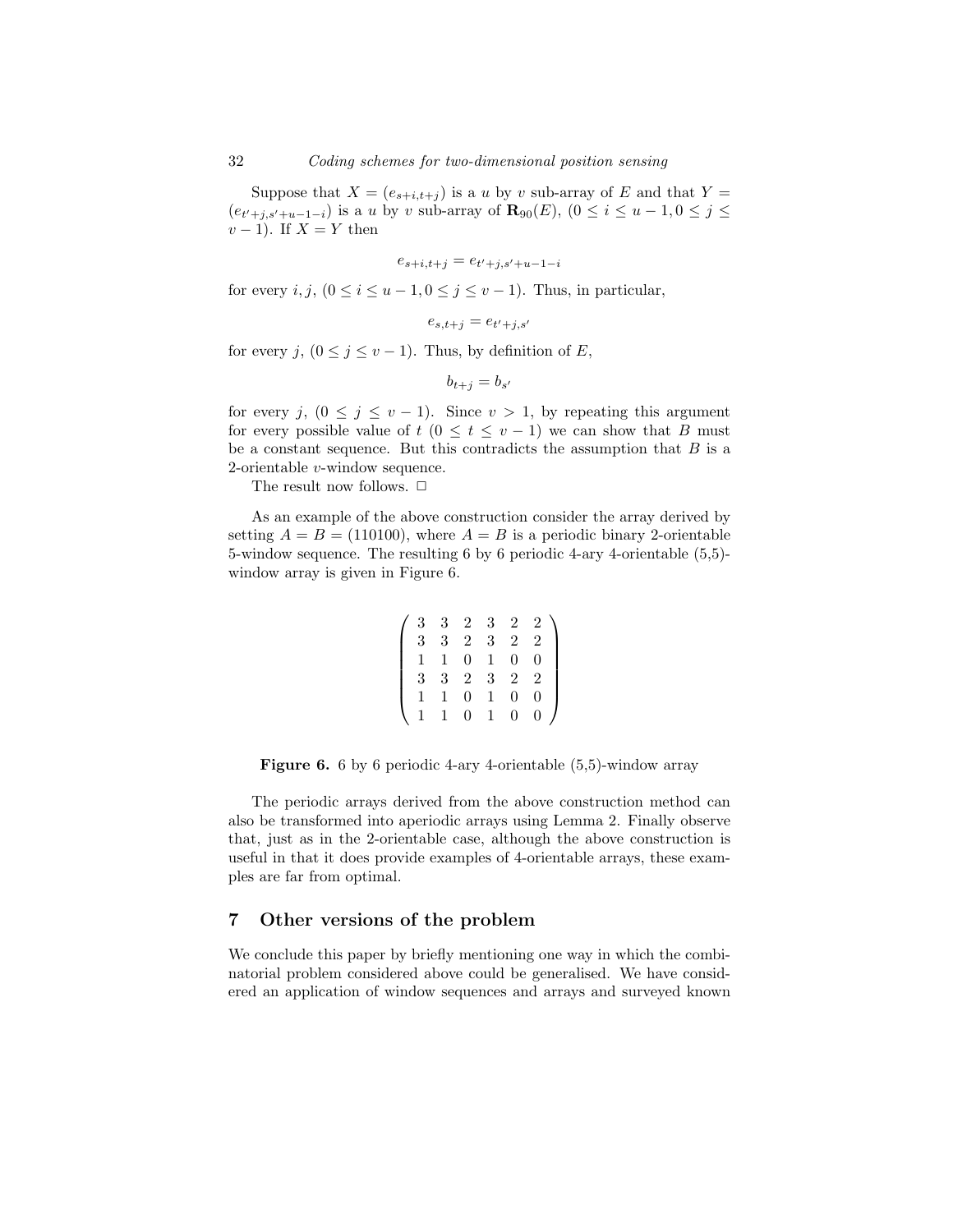Suppose that $X = (e_{s+i,t+j})$ is a $u$ by $v$ sub-array of $E$ and that $Y = (e_{t'+j,s'+u-1-i})$ is a $u$ by $v$ sub-array of $\mathbf{R}_{90}(E)$, $(0 \le i \le u-1, 0 \le j \le v-1)$. If $X = Y$ then

$$e_{s+i,t+j} = e_{t'+j,s'+u-1-i}$$

for every $i, j$, $(0 \le i \le u-1, 0 \le j \le v-1)$. Thus, in particular,

$$e_{s,t+j} = e_{t'+j,s'}$$

for every $j$, $(0 \le j \le v-1)$. Thus, by definition of $E$,

$$b_{t+j} = b_{s'}$$

for every $j$, $(0 \le j \le v-1)$. Since $v > 1$, by repeating this argument for every possible value of $t$ $(0 \le t \le v-1)$ we can show that $B$ must be a constant sequence. But this contradicts the assumption that $B$ is a 2-orientable $v$-window sequence.

The result now follows. □

As an example of the above construction consider the array derived by setting $A = B = (110100)$, where $A = B$ is a periodic binary 2-orientable 5-window sequence. The resulting 6 by 6 periodic 4-ary 4-orientable (5,5)-window array is given in Figure 6.

$$\begin{pmatrix} 3 & 3 & 2 & 3 & 2 & 2 \\ 3 & 3 & 2 & 3 & 2 & 2 \\ 1 & 1 & 0 & 1 & 0 & 0 \\ 3 & 3 & 2 & 3 & 2 & 2 \\ 1 & 1 & 0 & 1 & 0 & 0 \\ 1 & 1 & 0 & 1 & 0 & 0 \end{pmatrix}$$

**Figure 6.** 6 by 6 periodic 4-ary 4-orientable (5,5)-window array

The periodic arrays derived from the above construction method can also be transformed into aperiodic arrays using Lemma 2. Finally observe that, just as in the 2-orientable case, although the above construction is useful in that it does provide examples of 4-orientable arrays, these examples are far from optimal.

## 7 Other versions of the problem

We conclude this paper by briefly mentioning one way in which the combinatorial problem considered above could be generalised. We have considered an application of window sequences and arrays and surveyed known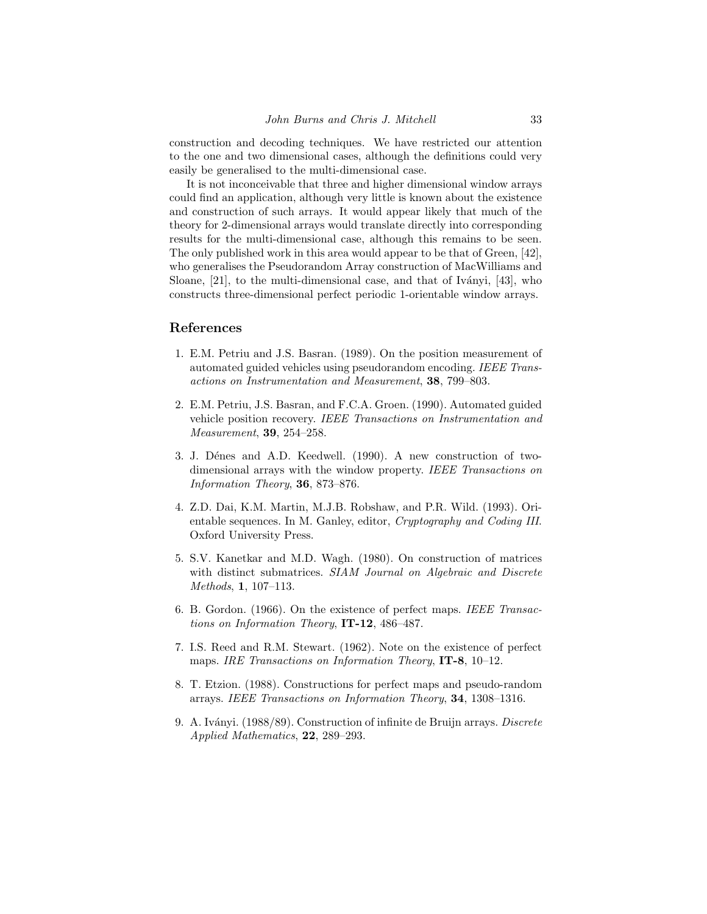construction and decoding techniques. We have restricted our attention to the one and two dimensional cases, although the definitions could very easily be generalised to the multi-dimensional case.

It is not inconceivable that three and higher dimensional window arrays could find an application, although very little is known about the existence and construction of such arrays. It would appear likely that much of the theory for 2-dimensional arrays would translate directly into corresponding results for the multi-dimensional case, although this remains to be seen. The only published work in this area would appear to be that of Green, [42], who generalises the Pseudorandom Array construction of MacWilliams and Sloane, [21], to the multi-dimensional case, and that of Iványi, [43], who constructs three-dimensional perfect periodic 1-orientable window arrays.

## References

1. E.M. Petriu and J.S. Basran. (1989). On the position measurement of automated guided vehicles using pseudorandom encoding. *IEEE Transactions on Instrumentation and Measurement*, **38**, 799–803.

2. E.M. Petriu, J.S. Basran, and F.C.A. Groen. (1990). Automated guided vehicle position recovery. *IEEE Transactions on Instrumentation and Measurement*, **39**, 254–258.

3. J. Dénes and A.D. Keedwell. (1990). A new construction of two-dimensional arrays with the window property. *IEEE Transactions on Information Theory*, **36**, 873–876.

4. Z.D. Dai, K.M. Martin, M.J.B. Robshaw, and P.R. Wild. (1993). Orientable sequences. In M. Ganley, editor, *Cryptography and Coding III*. Oxford University Press.

5. S.V. Kanetkar and M.D. Wagh. (1980). On construction of matrices with distinct submatrices. *SIAM Journal on Algebraic and Discrete Methods*, **1**, 107–113.

6. B. Gordon. (1966). On the existence of perfect maps. *IEEE Transactions on Information Theory*, **IT-12**, 486–487.

7. I.S. Reed and R.M. Stewart. (1962). Note on the existence of perfect maps. *IRE Transactions on Information Theory*, **IT-8**, 10–12.

8. T. Etzion. (1988). Constructions for perfect maps and pseudo-random arrays. *IEEE Transactions on Information Theory*, **34**, 1308–1316.

9. A. Iványi. (1988/89). Construction of infinite de Bruijn arrays. *Discrete Applied Mathematics*, **22**, 289–293.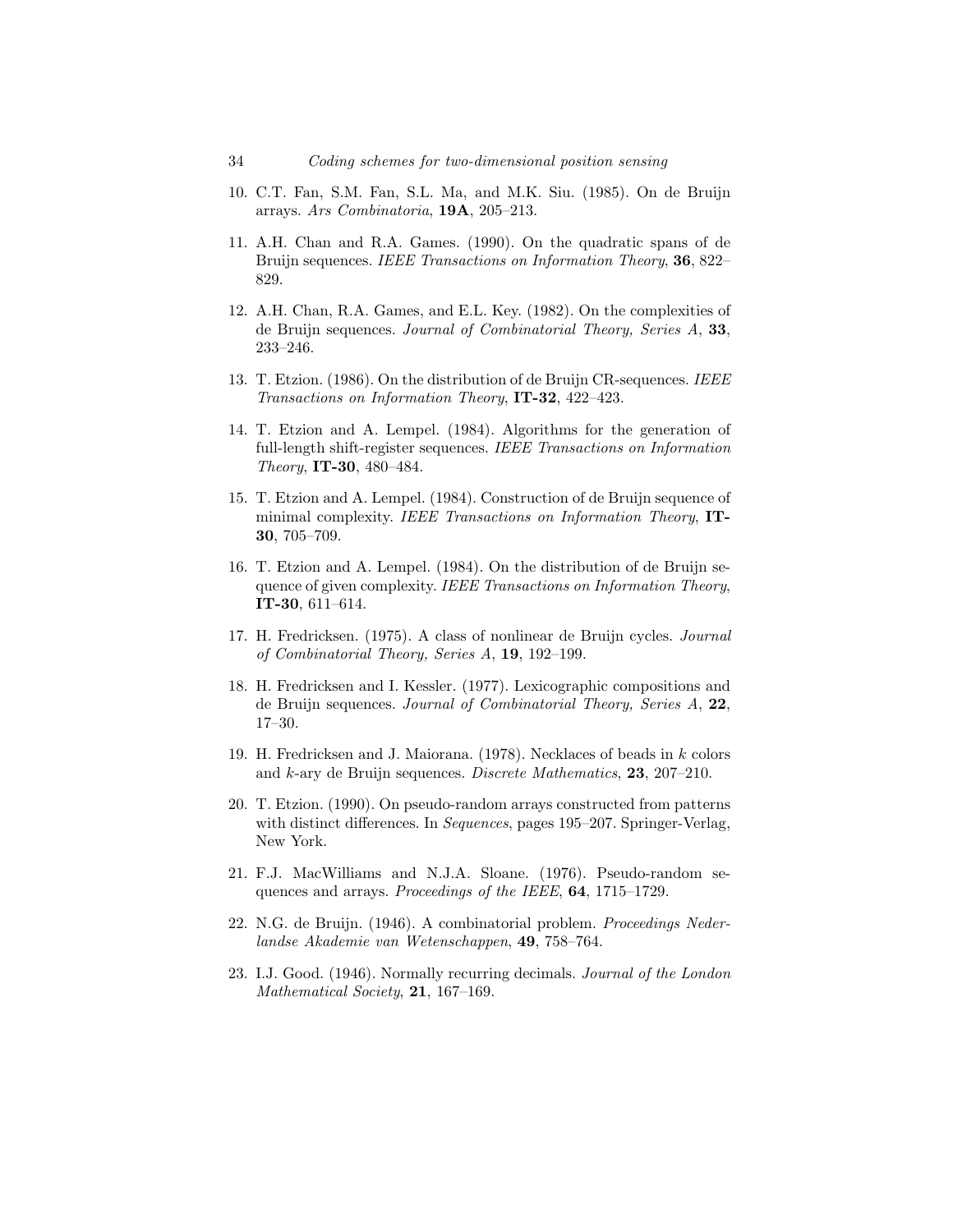10. C.T. Fan, S.M. Fan, S.L. Ma, and M.K. Siu. (1985). On de Bruijn arrays. *Ars Combinatoria*, **19A**, 205–213.

11. A.H. Chan and R.A. Games. (1990). On the quadratic spans of de Bruijn sequences. *IEEE Transactions on Information Theory*, **36**, 822–829.

12. A.H. Chan, R.A. Games, and E.L. Key. (1982). On the complexities of de Bruijn sequences. *Journal of Combinatorial Theory, Series A*, **33**, 233–246.

13. T. Etzion. (1986). On the distribution of de Bruijn CR-sequences. *IEEE Transactions on Information Theory*, **IT-32**, 422–423.

14. T. Etzion and A. Lempel. (1984). Algorithms for the generation of full-length shift-register sequences. *IEEE Transactions on Information Theory*, **IT-30**, 480–484.

15. T. Etzion and A. Lempel. (1984). Construction of de Bruijn sequence of minimal complexity. *IEEE Transactions on Information Theory*, **IT-30**, 705–709.

16. T. Etzion and A. Lempel. (1984). On the distribution of de Bruijn sequence of given complexity. *IEEE Transactions on Information Theory*, **IT-30**, 611–614.

17. H. Fredricksen. (1975). A class of nonlinear de Bruijn cycles. *Journal of Combinatorial Theory, Series A*, **19**, 192–199.

18. H. Fredricksen and I. Kessler. (1977). Lexicographic compositions and de Bruijn sequences. *Journal of Combinatorial Theory, Series A*, **22**, 17–30.

19. H. Fredricksen and J. Maiorana. (1978). Necklaces of beads in $k$ colors and $k$-ary de Bruijn sequences. *Discrete Mathematics*, **23**, 207–210.

20. T. Etzion. (1990). On pseudo-random arrays constructed from patterns with distinct differences. In *Sequences*, pages 195–207. Springer-Verlag, New York.

21. F.J. MacWilliams and N.J.A. Sloane. (1976). Pseudo-random sequences and arrays. *Proceedings of the IEEE*, **64**, 1715–1729.

22. N.G. de Bruijn. (1946). A combinatorial problem. *Proceedings Nederlandse Akademie van Wetenschappen*, **49**, 758–764.

23. I.J. Good. (1946). Normally recurring decimals. *Journal of the London Mathematical Society*, **21**, 167–169.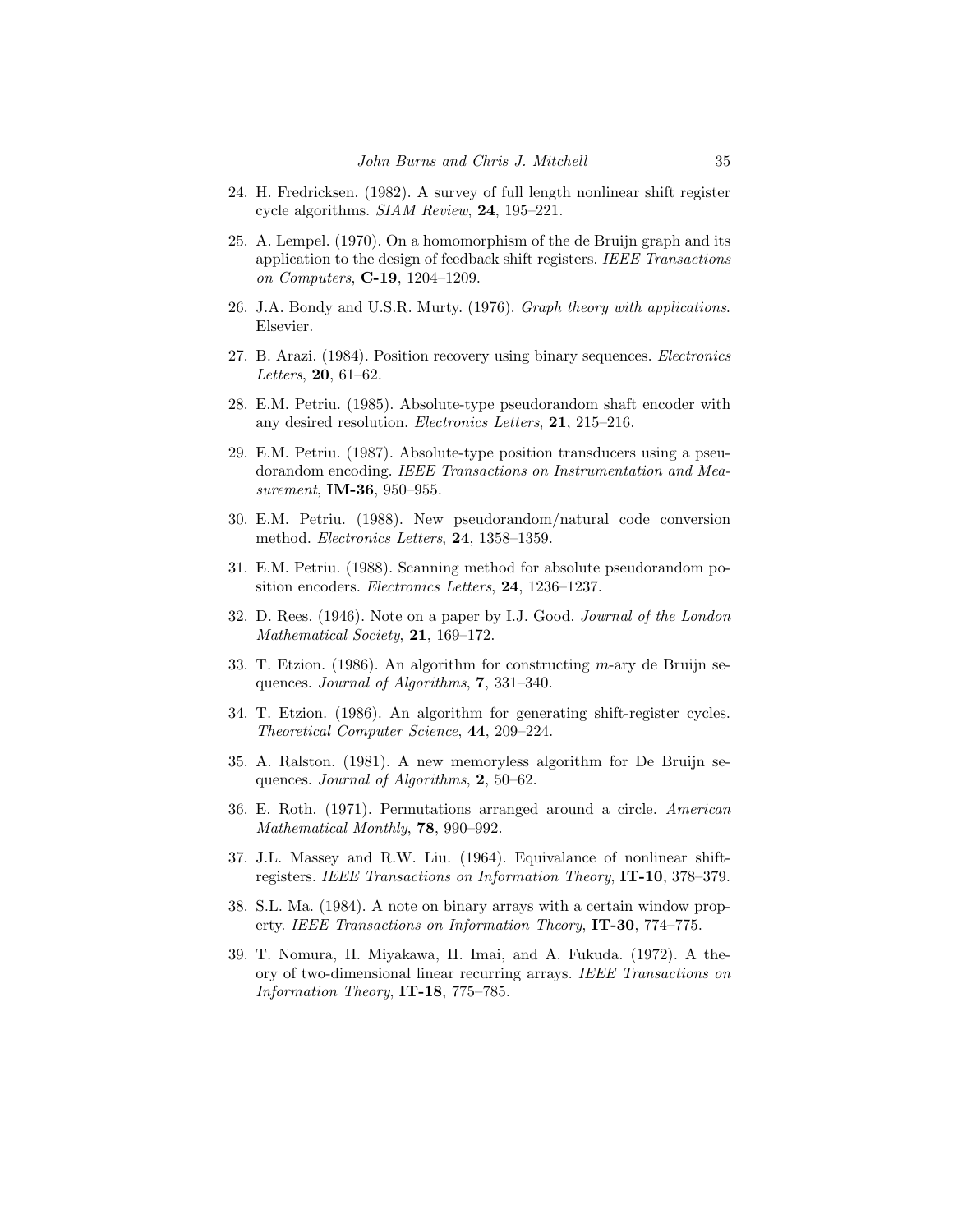24. H. Fredricksen. (1982). A survey of full length nonlinear shift register cycle algorithms. *SIAM Review*, **24**, 195–221.

25. A. Lempel. (1970). On a homomorphism of the de Bruijn graph and its application to the design of feedback shift registers. *IEEE Transactions on Computers*, **C-19**, 1204–1209.

26. J.A. Bondy and U.S.R. Murty. (1976). *Graph theory with applications*. Elsevier.

27. B. Arazi. (1984). Position recovery using binary sequences. *Electronics Letters*, **20**, 61–62.

28. E.M. Petriu. (1985). Absolute-type pseudorandom shaft encoder with any desired resolution. *Electronics Letters*, **21**, 215–216.

29. E.M. Petriu. (1987). Absolute-type position transducers using a pseudorandom encoding. *IEEE Transactions on Instrumentation and Measurement*, **IM-36**, 950–955.

30. E.M. Petriu. (1988). New pseudorandom/natural code conversion method. *Electronics Letters*, **24**, 1358–1359.

31. E.M. Petriu. (1988). Scanning method for absolute pseudorandom position encoders. *Electronics Letters*, **24**, 1236–1237.

32. D. Rees. (1946). Note on a paper by I.J. Good. *Journal of the London Mathematical Society*, **21**, 169–172.

33. T. Etzion. (1986). An algorithm for constructing $m$-ary de Bruijn sequences. *Journal of Algorithms*, **7**, 331–340.

34. T. Etzion. (1986). An algorithm for generating shift-register cycles. *Theoretical Computer Science*, **44**, 209–224.

35. A. Ralston. (1981). A new memoryless algorithm for De Bruijn sequences. *Journal of Algorithms*, **2**, 50–62.

36. E. Roth. (1971). Permutations arranged around a circle. *American Mathematical Monthly*, **78**, 990–992.

37. J.L. Massey and R.W. Liu. (1964). Equivalance of nonlinear shift-registers. *IEEE Transactions on Information Theory*, **IT-10**, 378–379.

38. S.L. Ma. (1984). A note on binary arrays with a certain window property. *IEEE Transactions on Information Theory*, **IT-30**, 774–775.

39. T. Nomura, H. Miyakawa, H. Imai, and A. Fukuda. (1972). A theory of two-dimensional linear recurring arrays. *IEEE Transactions on Information Theory*, **IT-18**, 775–785.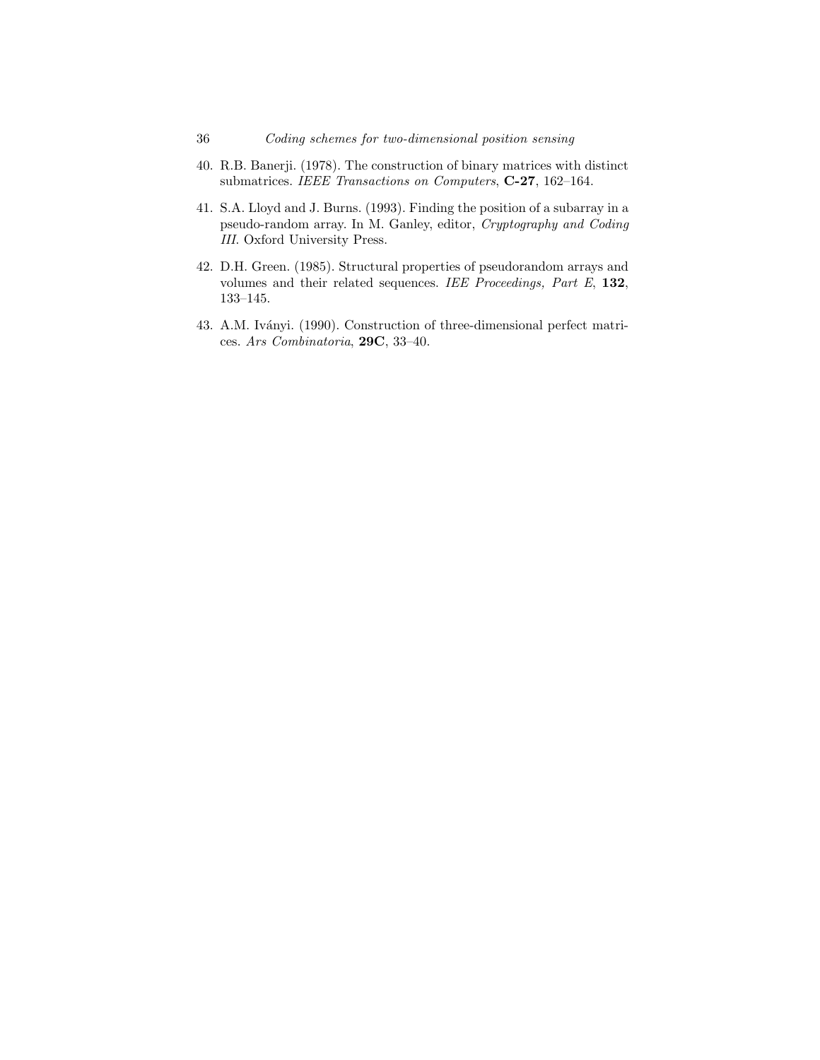40. R.B. Banerji. (1978). The construction of binary matrices with distinct submatrices. *IEEE Transactions on Computers*, **C-27**, 162–164.

41. S.A. Lloyd and J. Burns. (1993). Finding the position of a subarray in a pseudo-random array. In M. Ganley, editor, *Cryptography and Coding III*. Oxford University Press.

42. D.H. Green. (1985). Structural properties of pseudorandom arrays and volumes and their related sequences. *IEE Proceedings, Part E*, **132**, 133–145.

43. A.M. Iványi. (1990). Construction of three-dimensional perfect matrices. *Ars Combinatoria*, **29C**, 33–40.